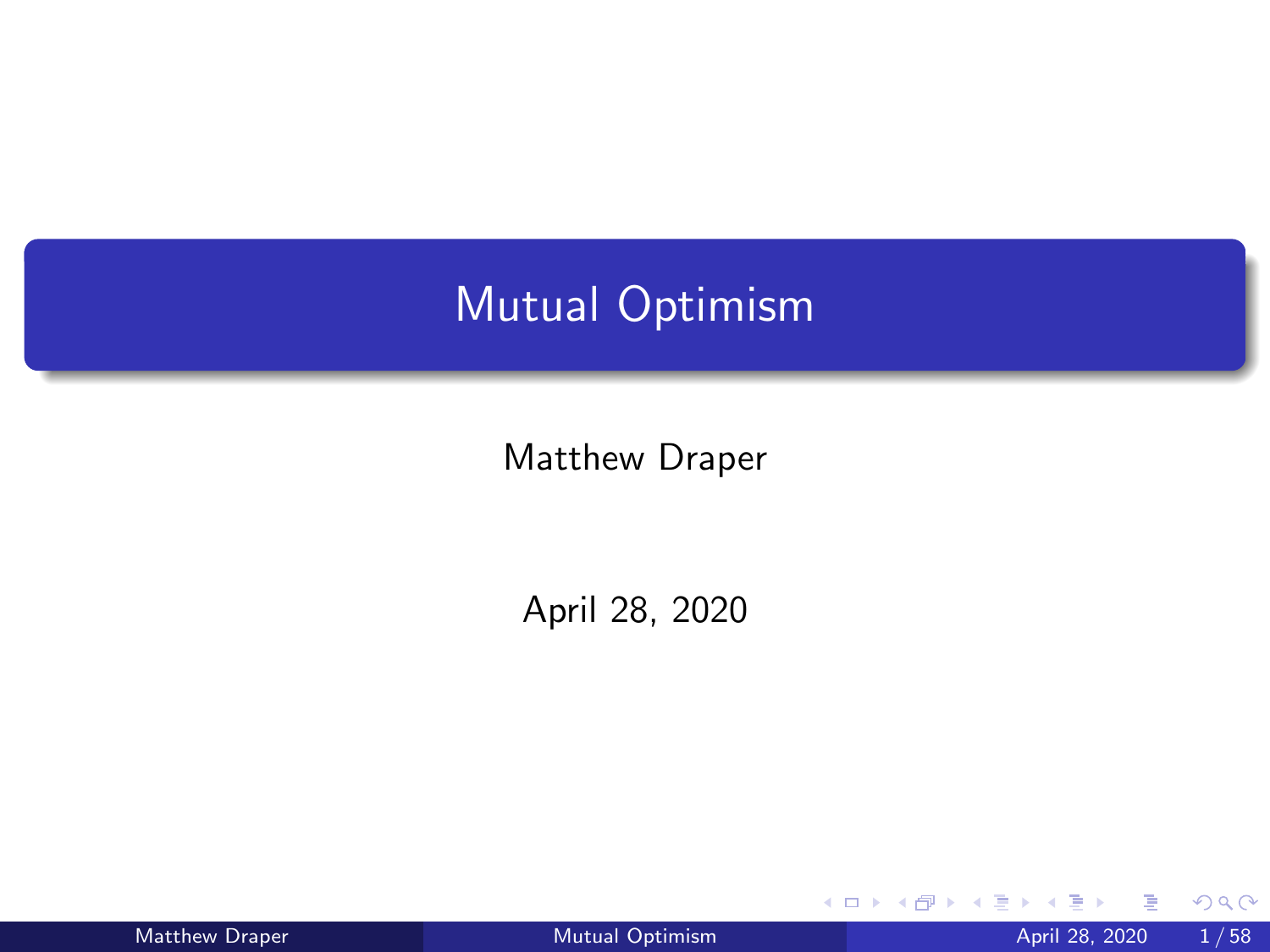# Mutual Optimism

Matthew Draper

April 28, 2020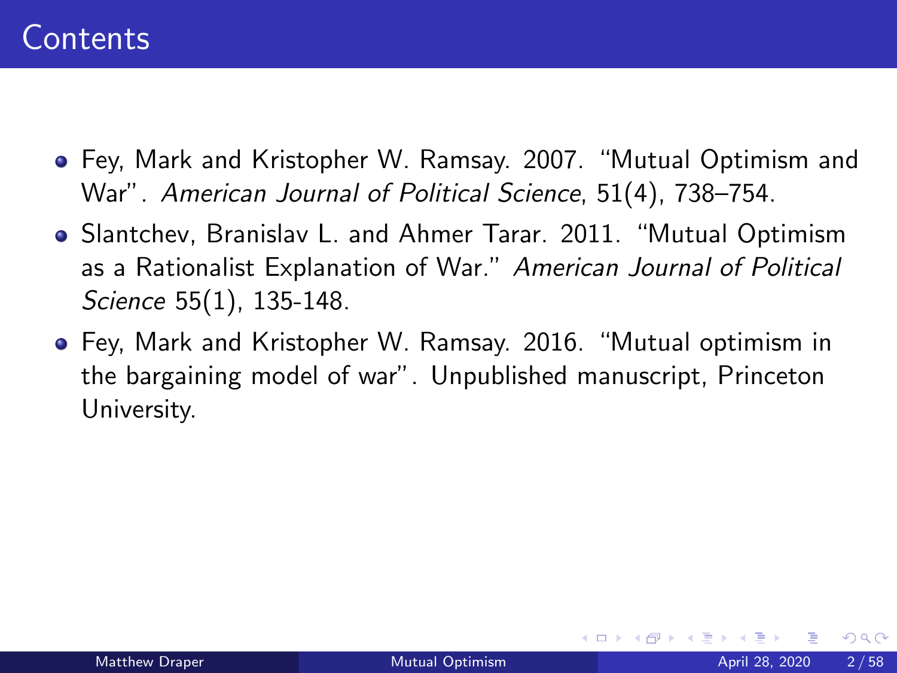# Contents

- Fey, Mark and Kristopher W. Ramsay. 2007. "Mutual Optimism and War". *American Journal of Political Science*, 51(4), 738–754.
- Slantchev, Branislav L. and Ahmer Tarar. 2011. "Mutual Optimism as a Rationalist Explanation of War." *American Journal of Political Science* 55(1), 135-148.
- Fey, Mark and Kristopher W. Ramsay. 2016. "Mutual optimism in the bargaining model of war". Unpublished manuscript, Princeton University.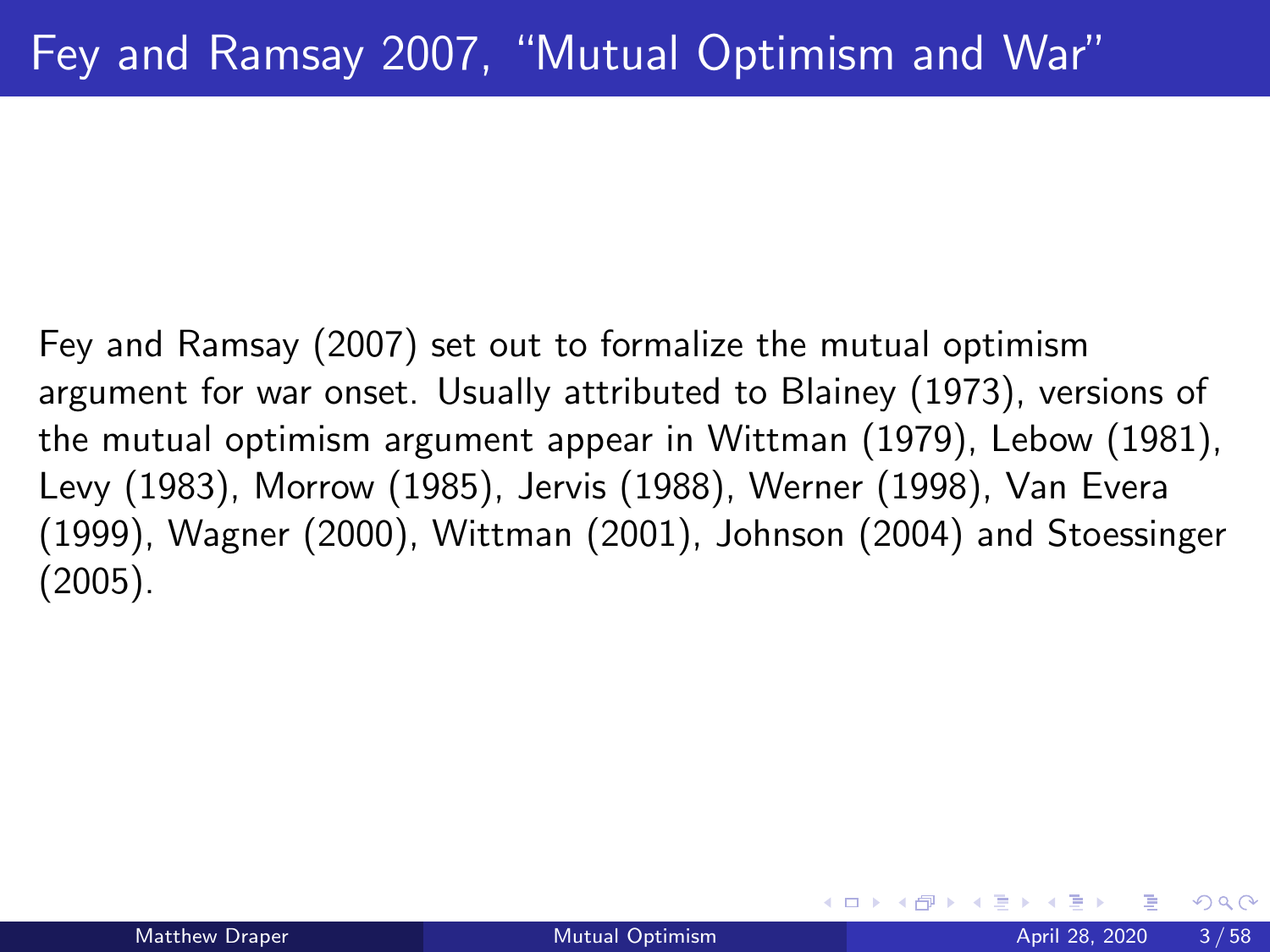# Fey and Ramsay 2007, "Mutual Optimism and War"

Fey and Ramsay (2007) set out to formalize the mutual optimism argument for war onset. Usually attributed to Blainey (1973), versions of the mutual optimism argument appear in Wittman (1979), Lebow (1981), Levy (1983), Morrow (1985), Jervis (1988), Werner (1998), Van Evera (1999), Wagner (2000), Wittman (2001), Johnson (2004) and Stoessinger (2005).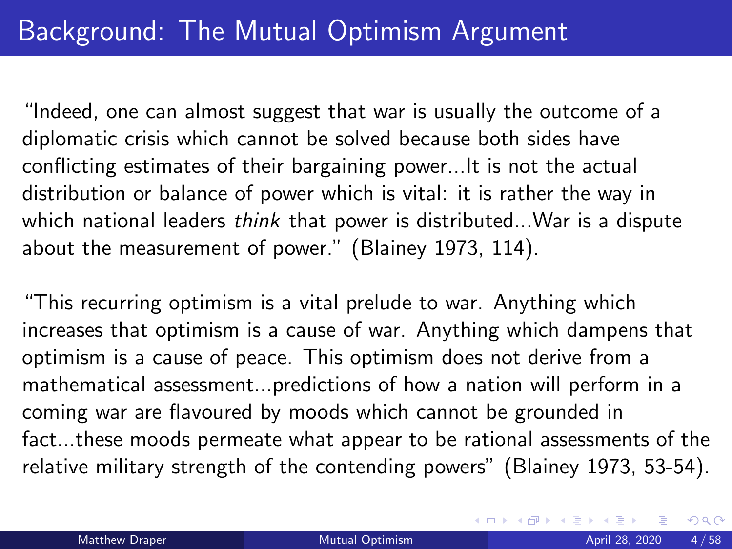# Background: The Mutual Optimism Argument

"Indeed, one can almost suggest that war is usually the outcome of a diplomatic crisis which cannot be solved because both sides have conflicting estimates of their bargaining power...It is not the actual distribution or balance of power which is vital: it is rather the way in which national leaders *think* that power is distributed...War is a dispute about the measurement of power." (Blainey 1973, 114).

"This recurring optimism is a vital prelude to war. Anything which increases that optimism is a cause of war. Anything which dampens that optimism is a cause of peace. This optimism does not derive from a mathematical assessment...predictions of how a nation will perform in a coming war are flavoured by moods which cannot be grounded in fact...these moods permeate what appear to be rational assessments of the relative military strength of the contending powers" (Blainey 1973, 53-54).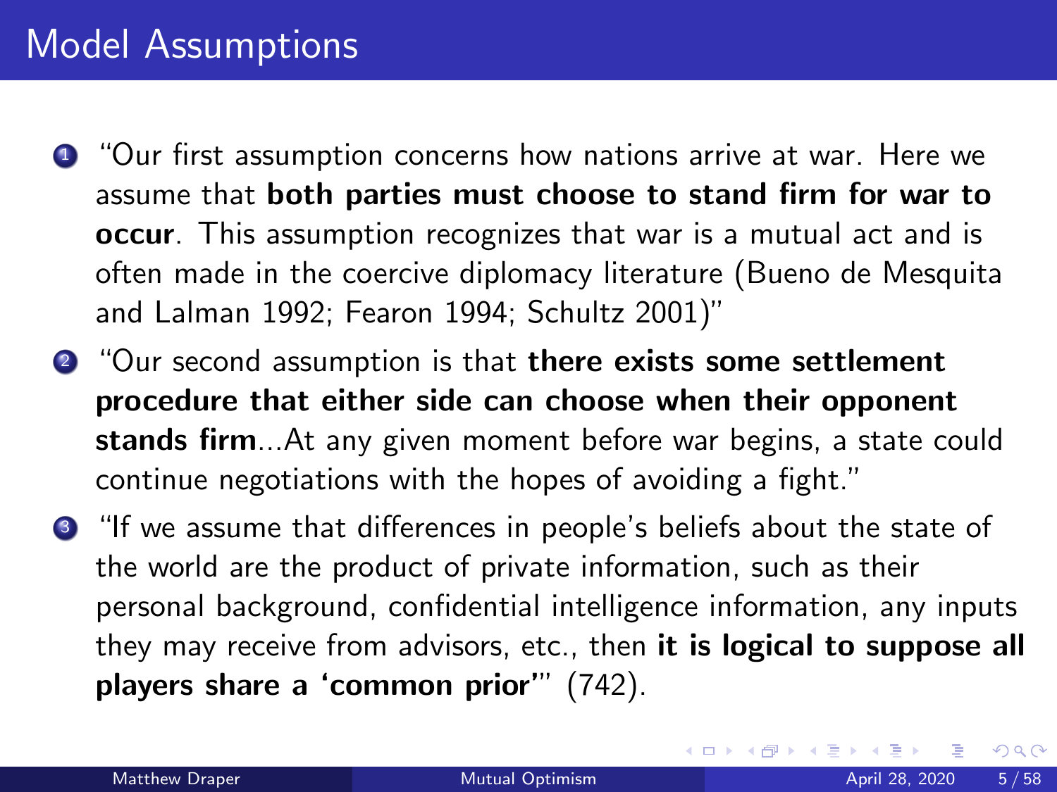# Model Assumptions

1. "Our first assumption concerns how nations arrive at war. Here we assume that **both parties must choose to stand firm for war to occur**. This assumption recognizes that war is a mutual act and is often made in the coercive diplomacy literature (Bueno de Mesquita and Lalman 1992; Fearon 1994; Schultz 2001)"
2. "Our second assumption is that **there exists some settlement procedure that either side can choose when their opponent stands firm**...At any given moment before war begins, a state could continue negotiations with the hopes of avoiding a fight."
3. "If we assume that differences in people's beliefs about the state of the world are the product of private information, such as their personal background, confidential intelligence information, any inputs they may receive from advisors, etc., then **it is logical to suppose all players share a 'common prior'**" (742).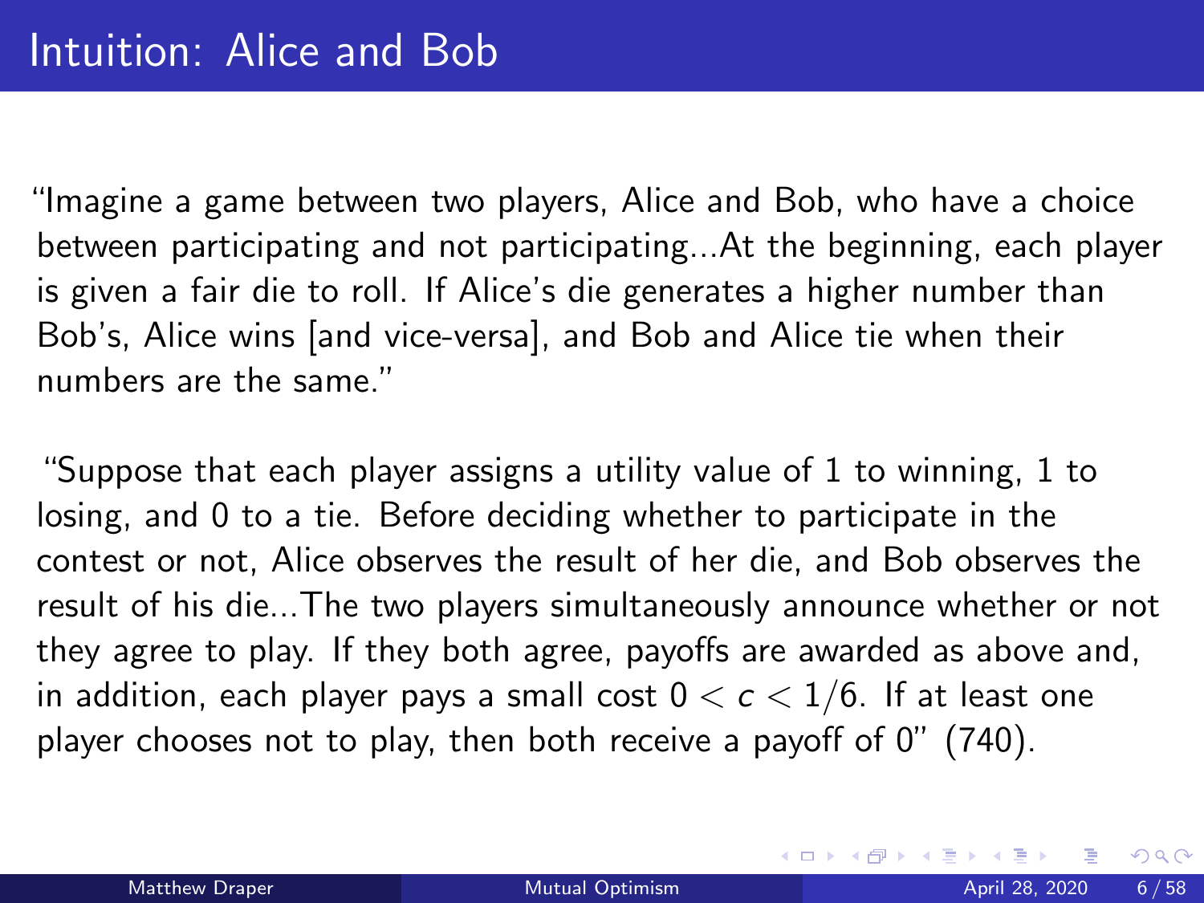# Intuition: Alice and Bob

"Imagine a game between two players, Alice and Bob, who have a choice between participating and not participating...At the beginning, each player is given a fair die to roll. If Alice's die generates a higher number than Bob's, Alice wins [and vice-versa], and Bob and Alice tie when their numbers are the same."

"Suppose that each player assigns a utility value of 1 to winning, 1 to losing, and 0 to a tie. Before deciding whether to participate in the contest or not, Alice observes the result of her die, and Bob observes the result of his die...The two players simultaneously announce whether or not they agree to play. If they both agree, payoffs are awarded as above and, in addition, each player pays a small cost $0 < c < 1/6$. If at least one player chooses not to play, then both receive a payoff of 0" (740).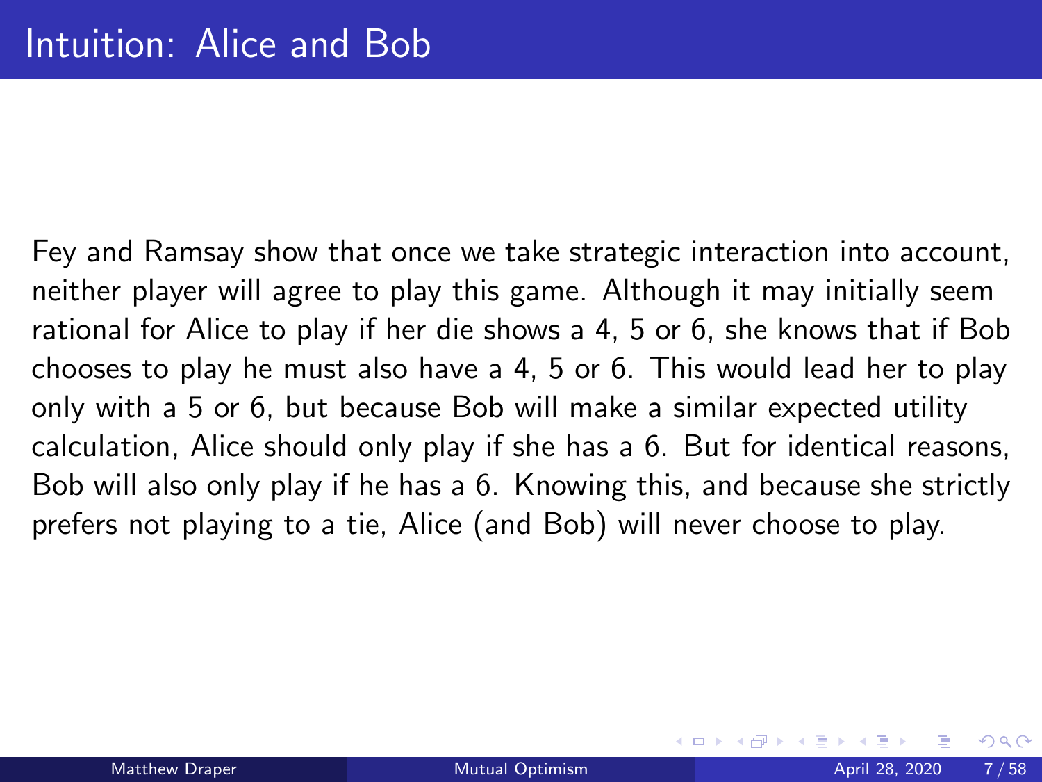# Intuition: Alice and Bob

Fey and Ramsay show that once we take strategic interaction into account, neither player will agree to play this game. Although it may initially seem rational for Alice to play if her die shows a 4, 5 or 6, she knows that if Bob chooses to play he must also have a 4, 5 or 6. This would lead her to play only with a 5 or 6, but because Bob will make a similar expected utility calculation, Alice should only play if she has a 6. But for identical reasons, Bob will also only play if he has a 6. Knowing this, and because she strictly prefers not playing to a tie, Alice (and Bob) will never choose to play.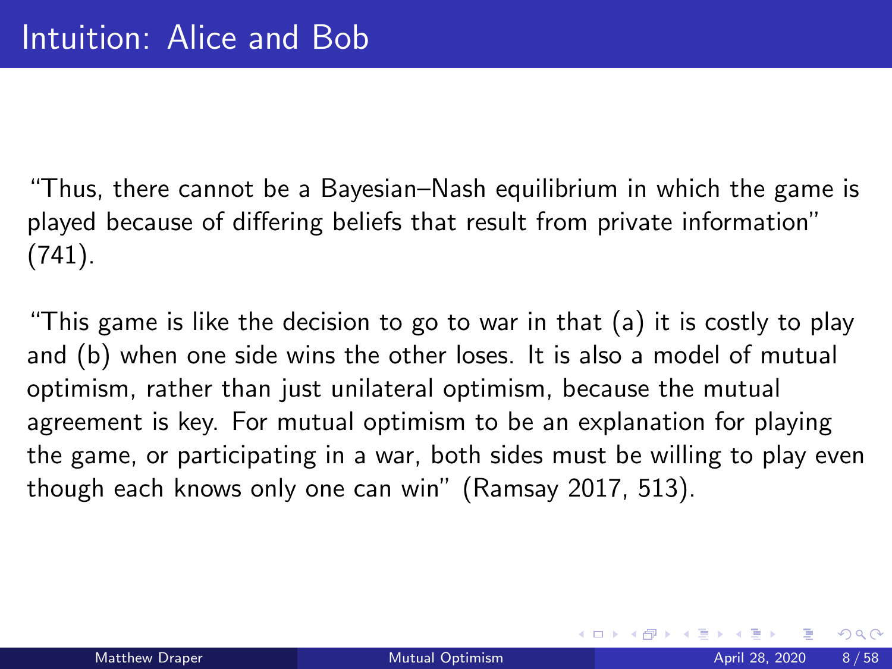# Intuition: Alice and Bob

"Thus, there cannot be a Bayesian–Nash equilibrium in which the game is played because of differing beliefs that result from private information" (741).

"This game is like the decision to go to war in that (a) it is costly to play and (b) when one side wins the other loses. It is also a model of mutual optimism, rather than just unilateral optimism, because the mutual agreement is key. For mutual optimism to be an explanation for playing the game, or participating in a war, both sides must be willing to play even though each knows only one can win" (Ramsay 2017, 513).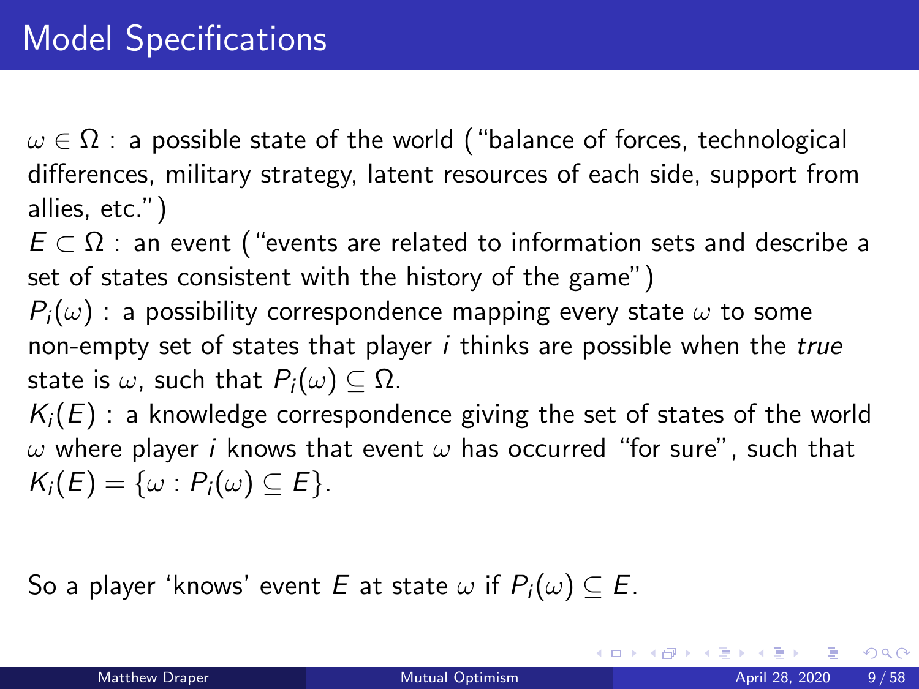# Model Specifications

$\omega \in \Omega$ : a possible state of the world ("balance of forces, technological differences, military strategy, latent resources of each side, support from allies, etc.")

$E \subset \Omega$ : an event ("events are related to information sets and describe a set of states consistent with the history of the game")

$P_i(\omega)$ : a possibility correspondence mapping every state $\omega$ to some non-empty set of states that player $i$ thinks are possible when the *true* state is $\omega$, such that $P_i(\omega) \subseteq \Omega$.

$K_i(E)$ : a knowledge correspondence giving the set of states of the world $\omega$ where player $i$ knows that event $\omega$ has occurred "for sure", such that $K_i(E) = \{\omega : P_i(\omega) \subseteq E\}$.

So a player 'knows' event $E$ at state $\omega$ if $P_i(\omega) \subseteq E$.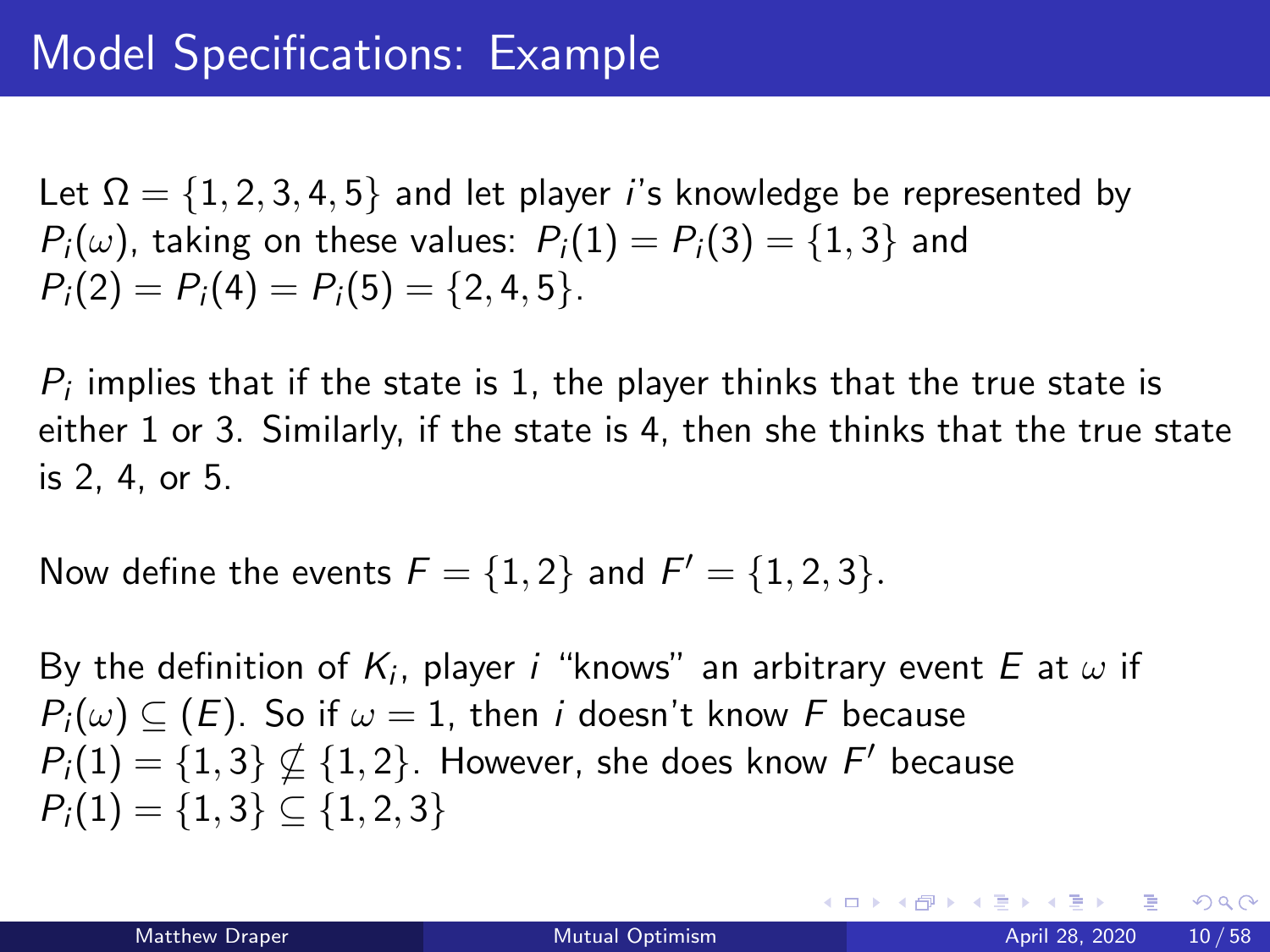# Model Specifications: Example

Let $\Omega = \{1, 2, 3, 4, 5\}$ and let player $i$'s knowledge be represented by $P_i(\omega)$, taking on these values: $P_i(1) = P_i(3) = \{1, 3\}$ and $P_i(2) = P_i(4) = P_i(5) = \{2, 4, 5\}$.

$P_i$ implies that if the state is 1, the player thinks that the true state is either 1 or 3. Similarly, if the state is 4, then she thinks that the true state is 2, 4, or 5.

Now define the events $F = \{1, 2\}$ and $F' = \{1, 2, 3\}$.

By the definition of $K_i$, player $i$ "knows" an arbitrary event $E$ at $\omega$ if $P_i(\omega) \subseteq (E)$. So if $\omega = 1$, then $i$ doesn't know $F$ because $P_i(1) = \{1, 3\} \nsubseteq \{1, 2\}$. However, she does know $F'$ because $P_i(1) = \{1, 3\} \subseteq \{1, 2, 3\}$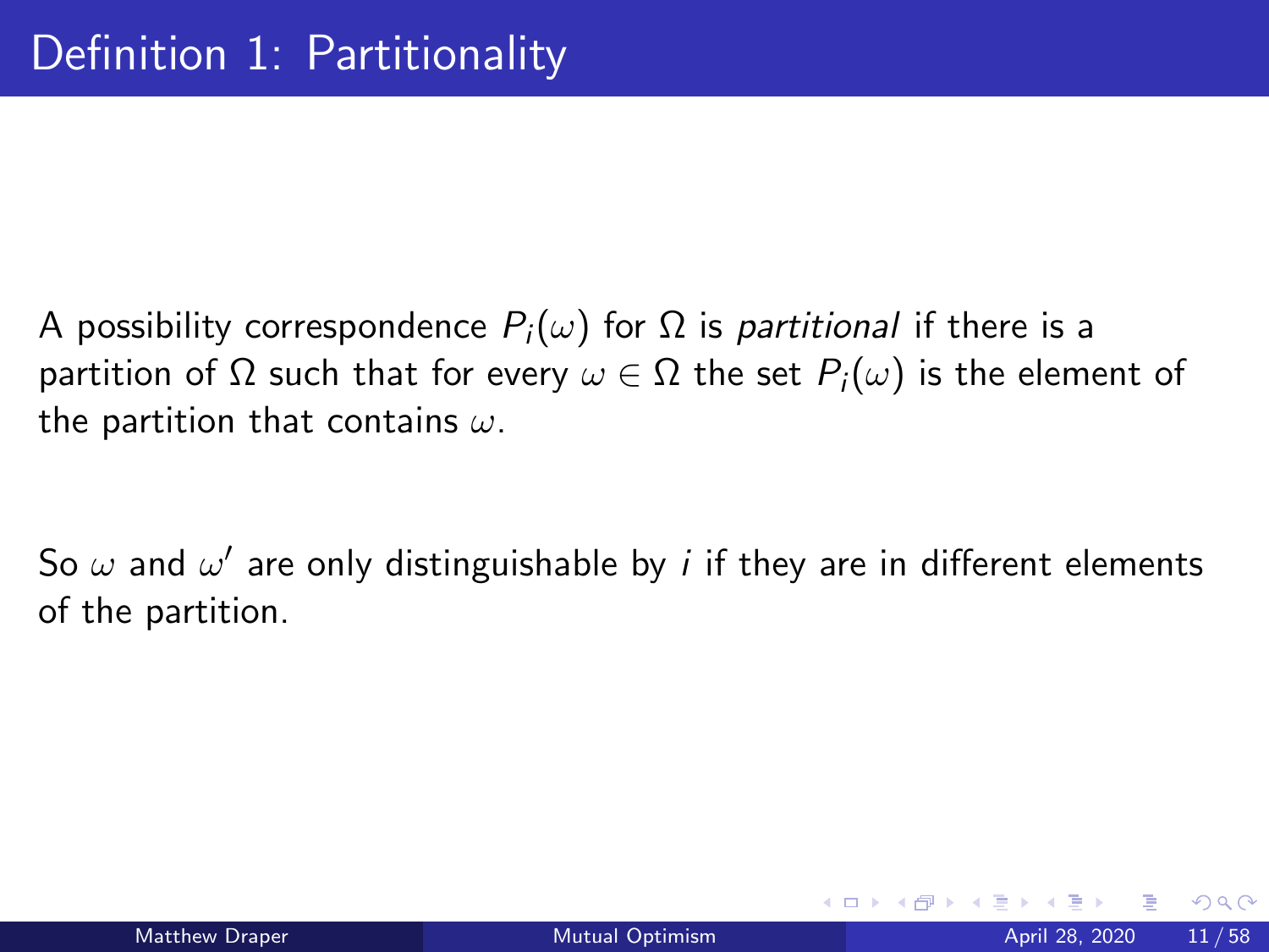# Definition 1: Partitionality

A possibility correspondence $P_i(\omega)$ for $\Omega$ is *partitional* if there is a partition of $\Omega$ such that for every $\omega \in \Omega$ the set $P_i(\omega)$ is the element of the partition that contains $\omega$.

So $\omega$ and $\omega'$ are only distinguishable by $i$ if they are in different elements of the partition.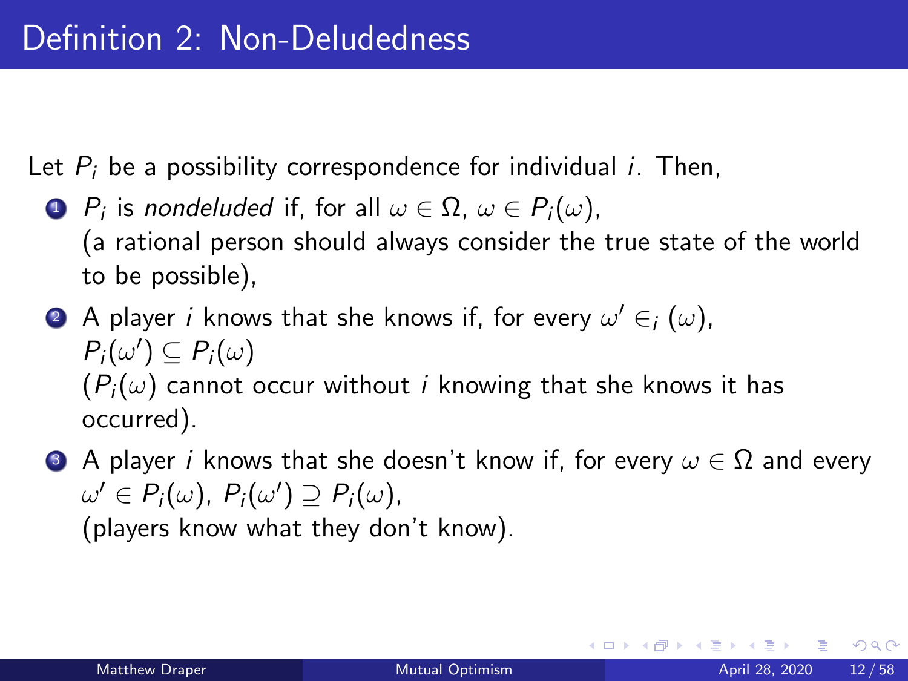# Definition 2: Non-Deludedness

Let $P_i$ be a possibility correspondence for individual $i$. Then,

1. $P_i$ is *nondeluded* if, for all $\omega \in \Omega$, $\omega \in P_i(\omega)$,
   (a rational person should always consider the true state of the world to be possible),
2. A player $i$ knows that she knows if, for every $\omega' \in_i (\omega)$, $P_i(\omega') \subseteq P_i(\omega)$
   ($P_i(\omega)$ cannot occur without $i$ knowing that she knows it has occurred).
3. A player $i$ knows that she doesn't know if, for every $\omega \in \Omega$ and every $\omega' \in P_i(\omega)$, $P_i(\omega') \supseteq P_i(\omega)$,
   (players know what they don't know).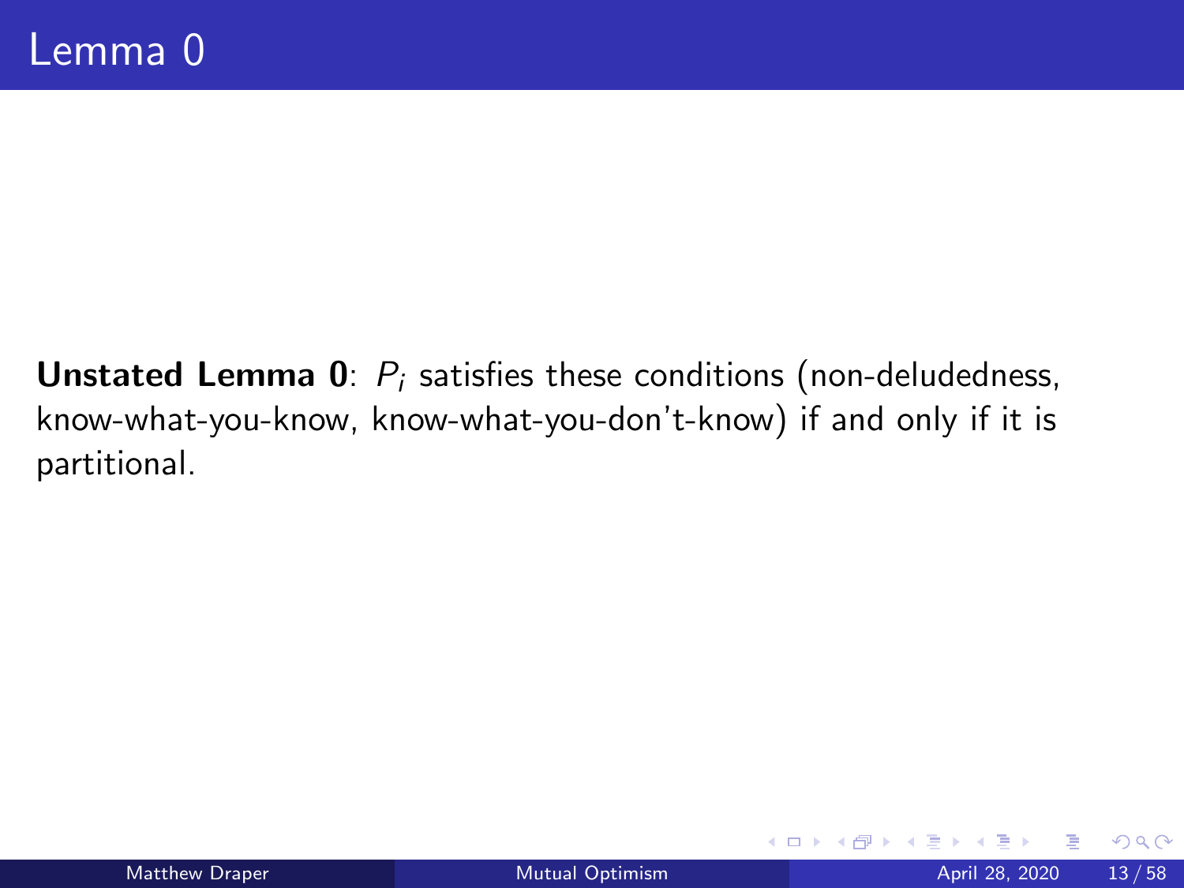# Lemma 0

**Unstated Lemma 0**: $P_i$ satisfies these conditions (non-deludedness, know-what-you-know, know-what-you-don't-know) if and only if it is partitional.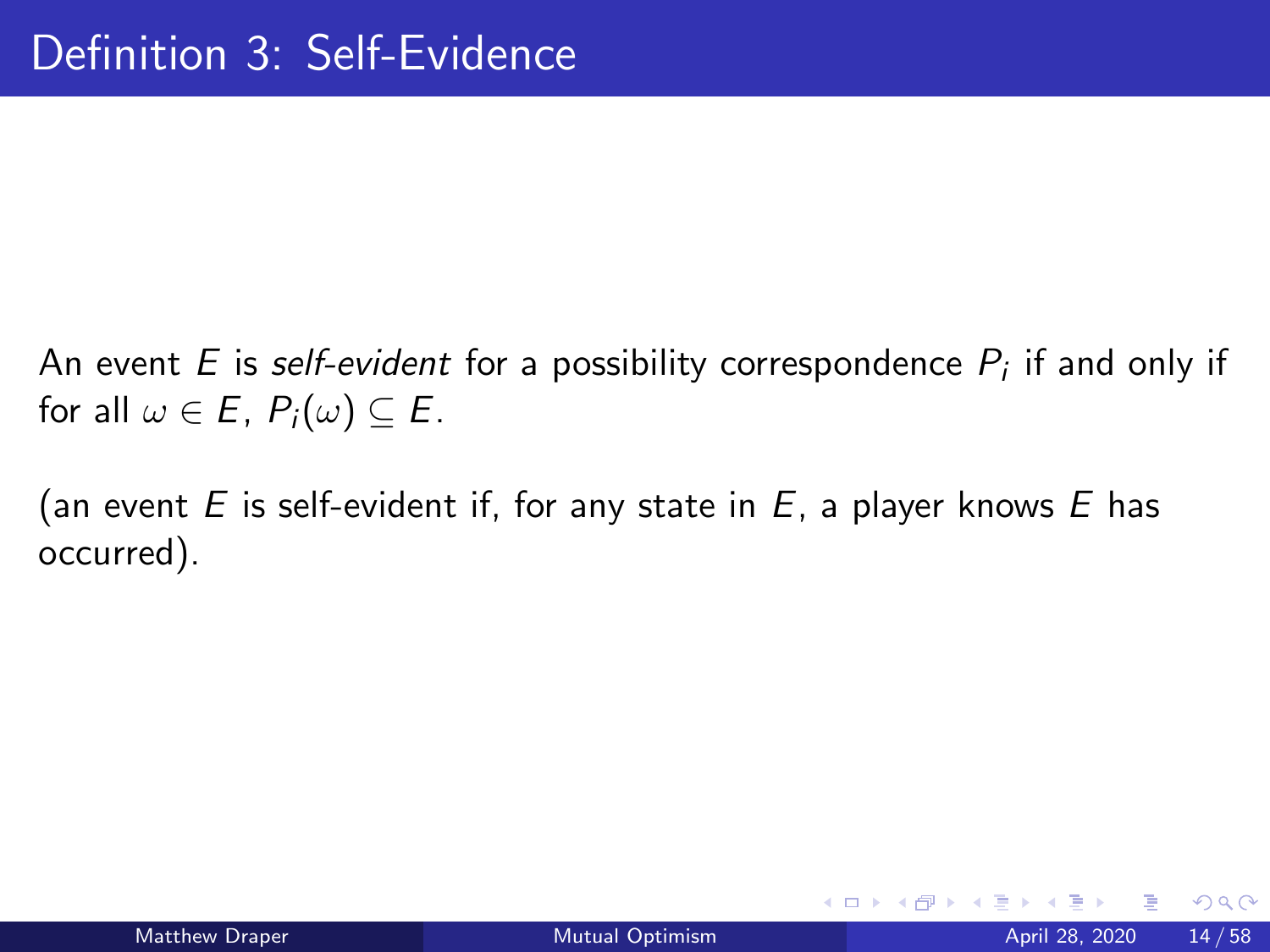# Definition 3: Self-Evidence

An event $E$ is *self-evident* for a possibility correspondence $P_i$ if and only if for all $\omega \in E$, $P_i(\omega) \subseteq E$.

(an event $E$ is self-evident if, for any state in $E$, a player knows $E$ has occurred).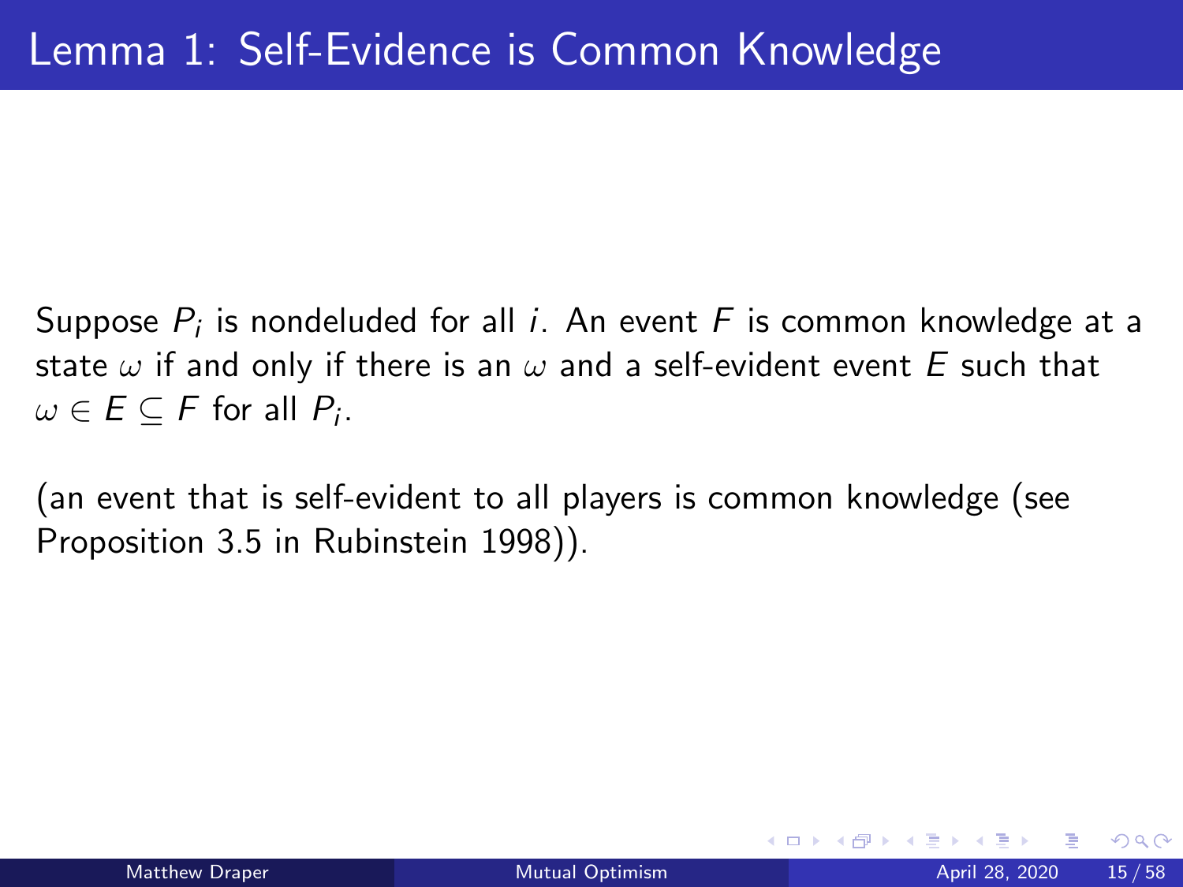# Lemma 1: Self-Evidence is Common Knowledge

Suppose $P_i$ is nondeluded for all $i$. An event $F$ is common knowledge at a state $\omega$ if and only if there is an $\omega$ and a self-evident event $E$ such that $\omega \in E \subseteq F$ for all $P_i$.

(an event that is self-evident to all players is common knowledge (see Proposition 3.5 in Rubinstein 1998)).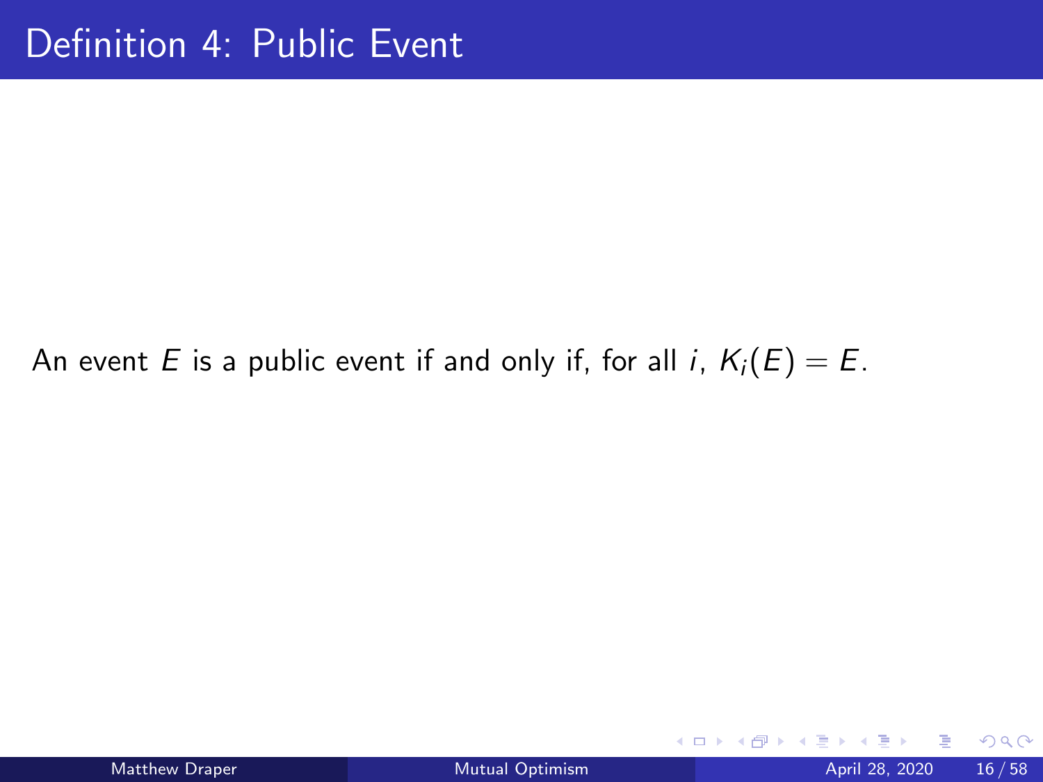# Definition 4: Public Event

An event $E$ is a public event if and only if, for all $i$, $K_i(E) = E$.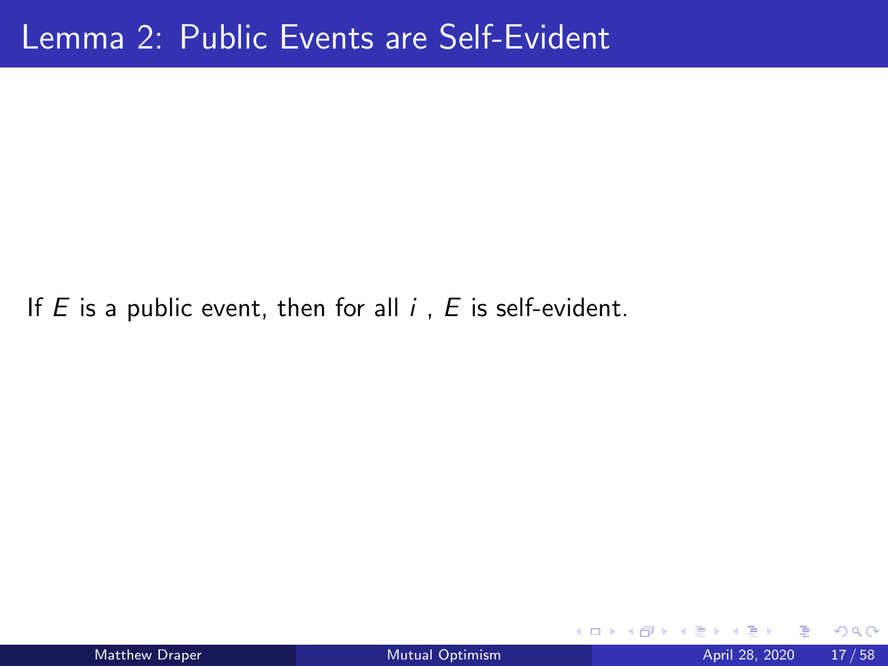# Lemma 2: Public Events are Self-Evident

If $E$ is a public event, then for all $i$ , $E$ is self-evident.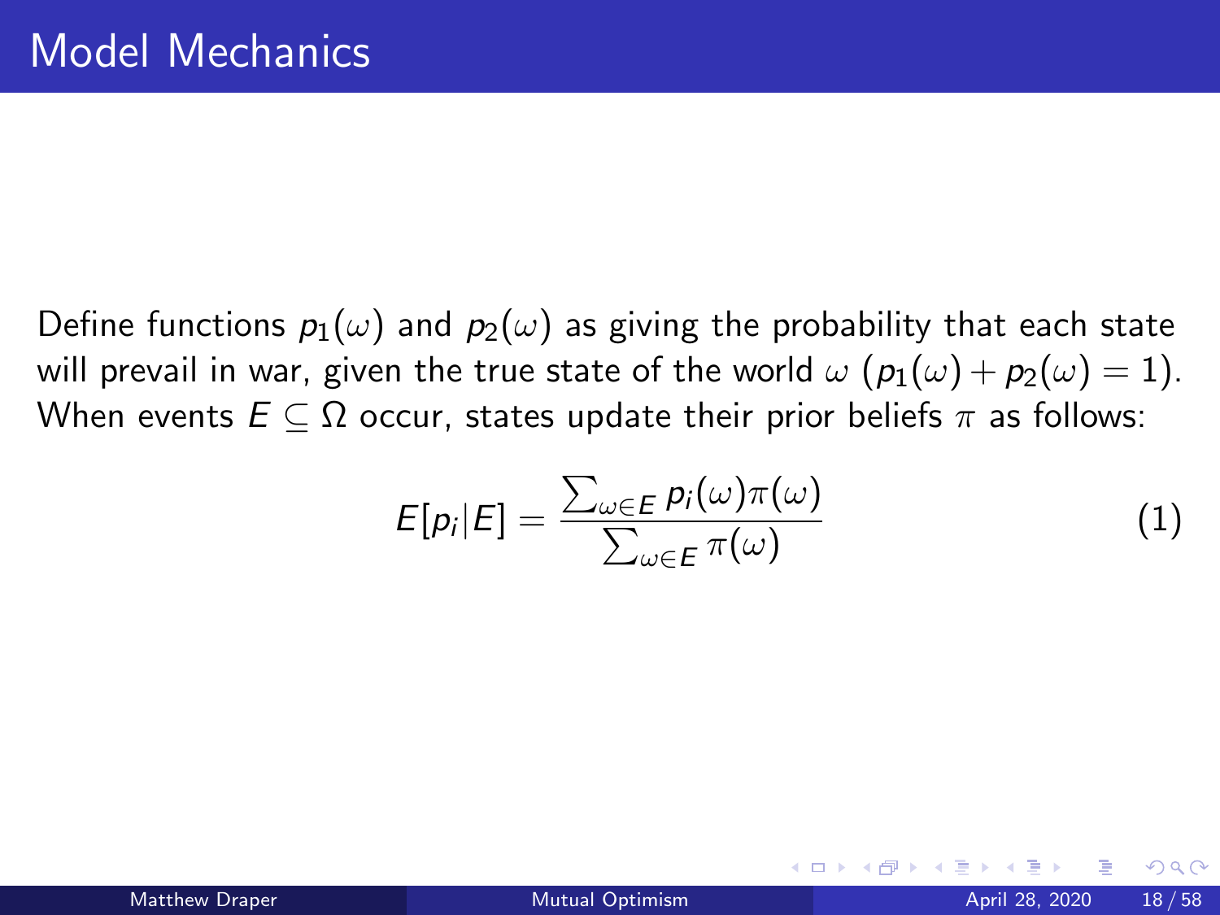# Model Mechanics

Define functions $p_1(\omega)$ and $p_2(\omega)$ as giving the probability that each state will prevail in war, given the true state of the world $\omega$ ($p_1(\omega) + p_2(\omega) = 1$). When events $E \subseteq \Omega$ occur, states update their prior beliefs $\pi$ as follows:

$$E[p_i|E] = \frac{\sum_{\omega \in E} p_i(\omega)\pi(\omega)}{\sum_{\omega \in E} \pi(\omega)} \tag{1}$$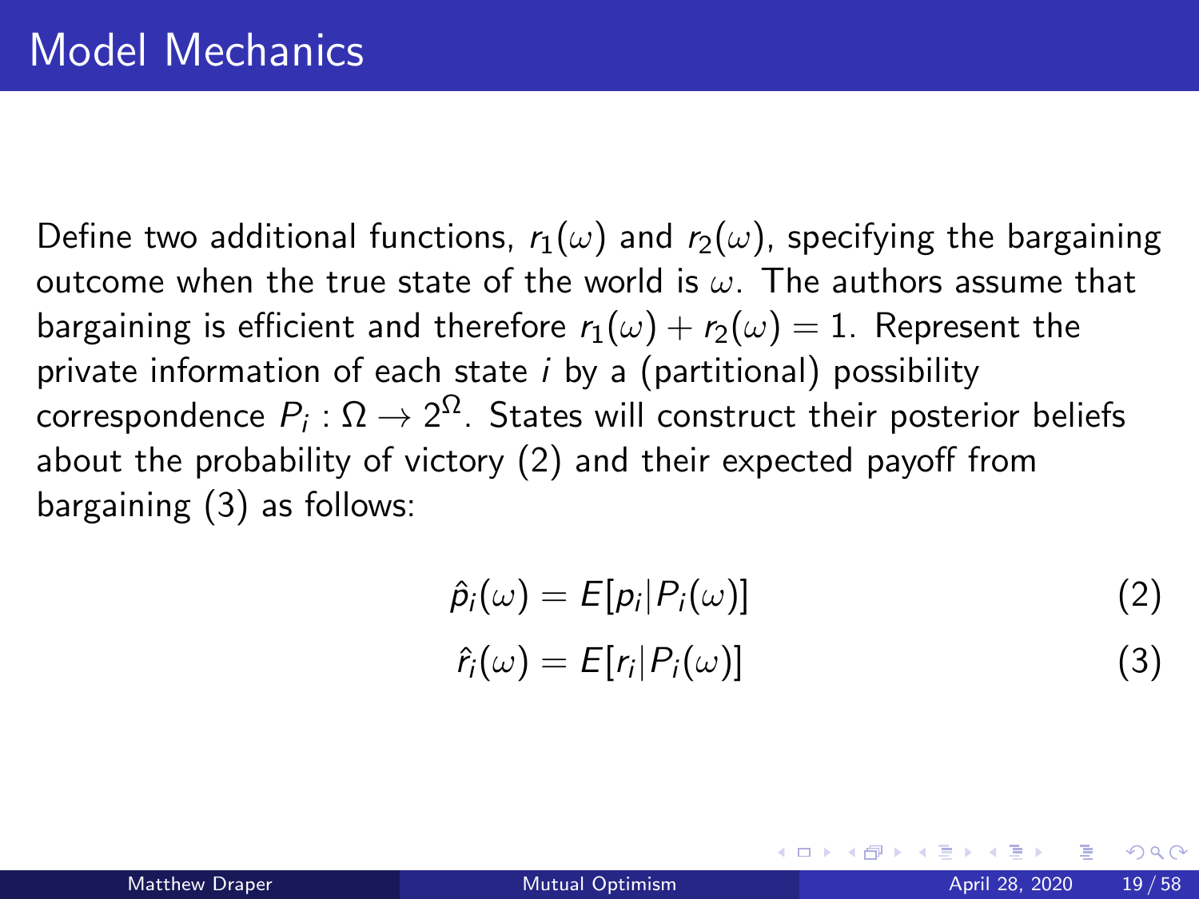# Model Mechanics

Define two additional functions, $r_1(\omega)$ and $r_2(\omega)$, specifying the bargaining outcome when the true state of the world is $\omega$. The authors assume that bargaining is efficient and therefore $r_1(\omega) + r_2(\omega) = 1$. Represent the private information of each state $i$ by a (partitional) possibility correspondence $P_i : \Omega \rightarrow 2^{\Omega}$. States will construct their posterior beliefs about the probability of victory (2) and their expected payoff from bargaining (3) as follows:

$$\hat{p}_i(\omega) = E[p_i | P_i(\omega)] \tag{2}$$

$$\hat{r}_i(\omega) = E[r_i | P_i(\omega)] \tag{3}$$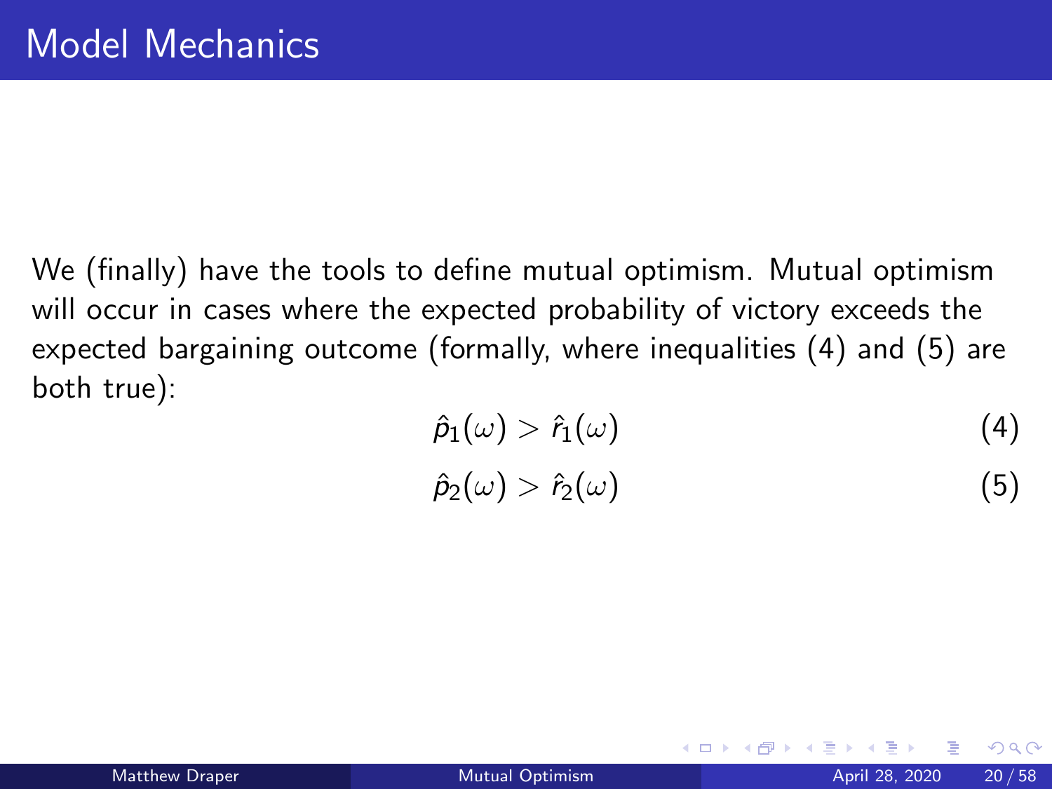# Model Mechanics

We (finally) have the tools to define mutual optimism. Mutual optimism will occur in cases where the expected probability of victory exceeds the expected bargaining outcome (formally, where inequalities (4) and (5) are both true):

$$\hat{p}_1(\omega) > \hat{r}_1(\omega) \tag{4}$$

$$\hat{p}_2(\omega) > \hat{r}_2(\omega) \tag{5}$$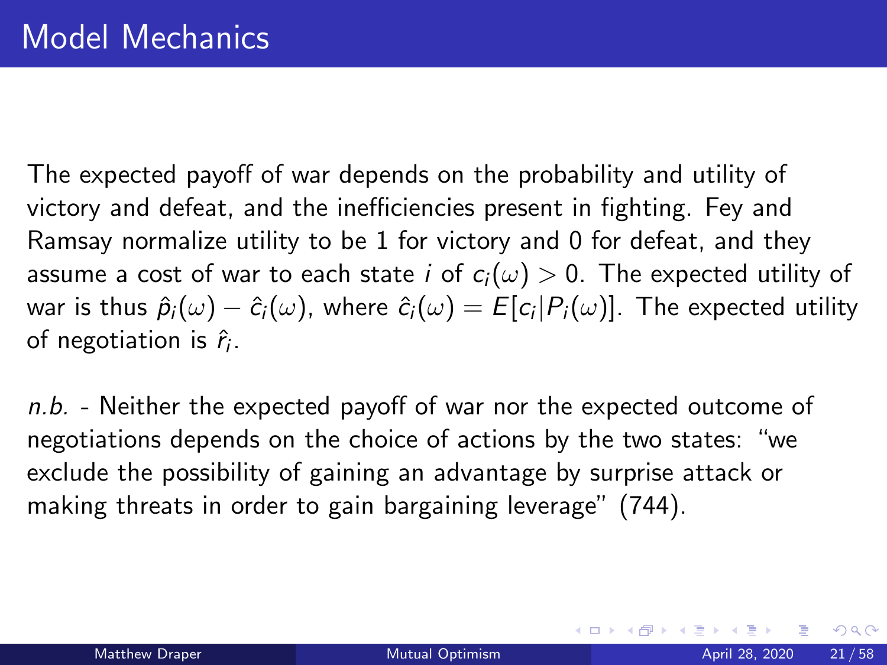# Model Mechanics

The expected payoff of war depends on the probability and utility of victory and defeat, and the inefficiencies present in fighting. Fey and Ramsay normalize utility to be 1 for victory and 0 for defeat, and they assume a cost of war to each state $i$ of $c_i(\omega) > 0$. The expected utility of war is thus $\hat{p}_i(\omega) - \hat{c}_i(\omega)$, where $\hat{c}_i(\omega) = E[c_i|P_i(\omega)]$. The expected utility of negotiation is $\hat{r}_i$.

*n.b.* - Neither the expected payoff of war nor the expected outcome of negotiations depends on the choice of actions by the two states: "we exclude the possibility of gaining an advantage by surprise attack or making threats in order to gain bargaining leverage" (744).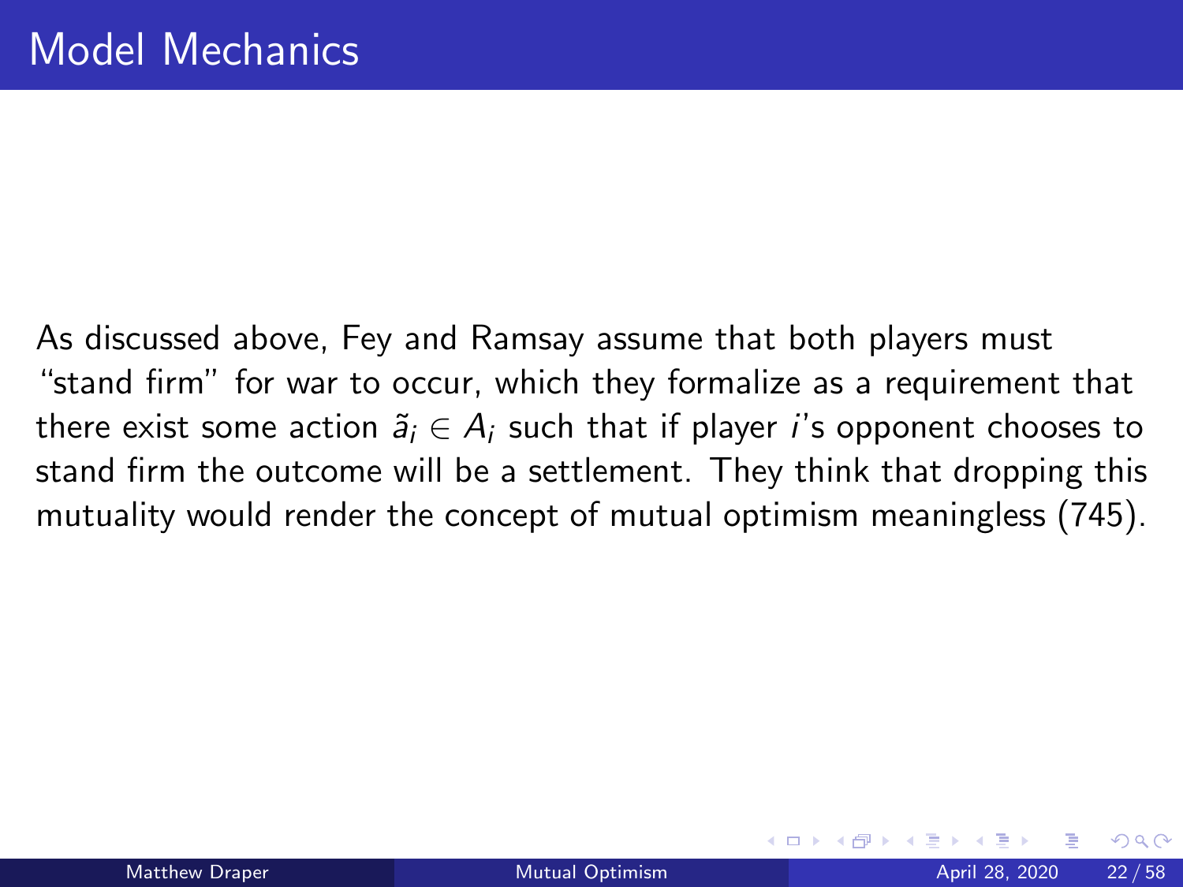# Model Mechanics

As discussed above, Fey and Ramsay assume that both players must "stand firm" for war to occur, which they formalize as a requirement that there exist some action $\tilde{a}_i \in A_i$ such that if player $i$'s opponent chooses to stand firm the outcome will be a settlement. They think that dropping this mutuality would render the concept of mutual optimism meaningless (745).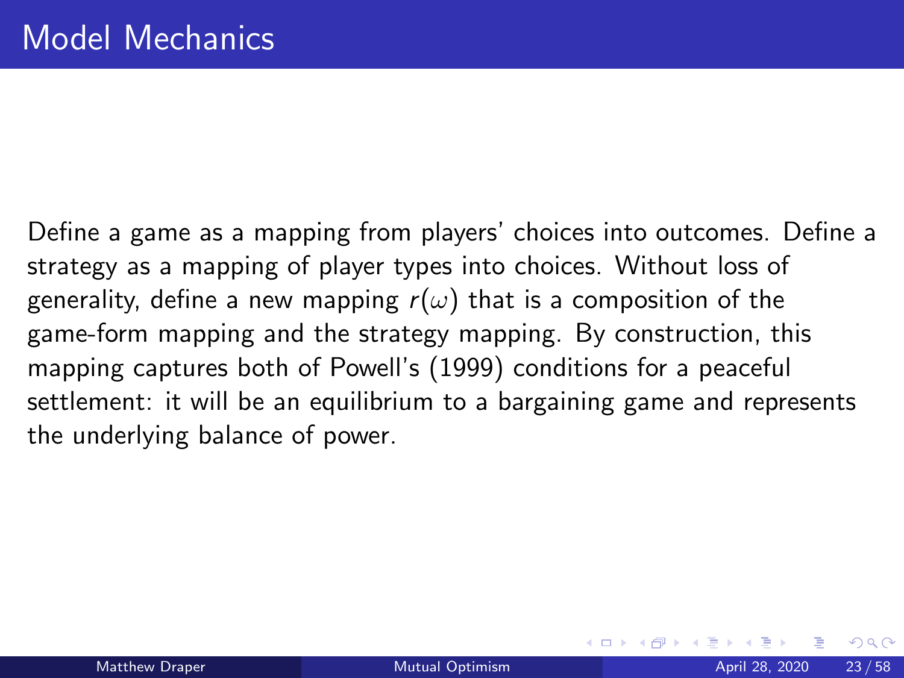# Model Mechanics

Define a game as a mapping from players' choices into outcomes. Define a strategy as a mapping of player types into choices. Without loss of generality, define a new mapping $r(\omega)$ that is a composition of the game-form mapping and the strategy mapping. By construction, this mapping captures both of Powell's (1999) conditions for a peaceful settlement: it will be an equilibrium to a bargaining game and represents the underlying balance of power.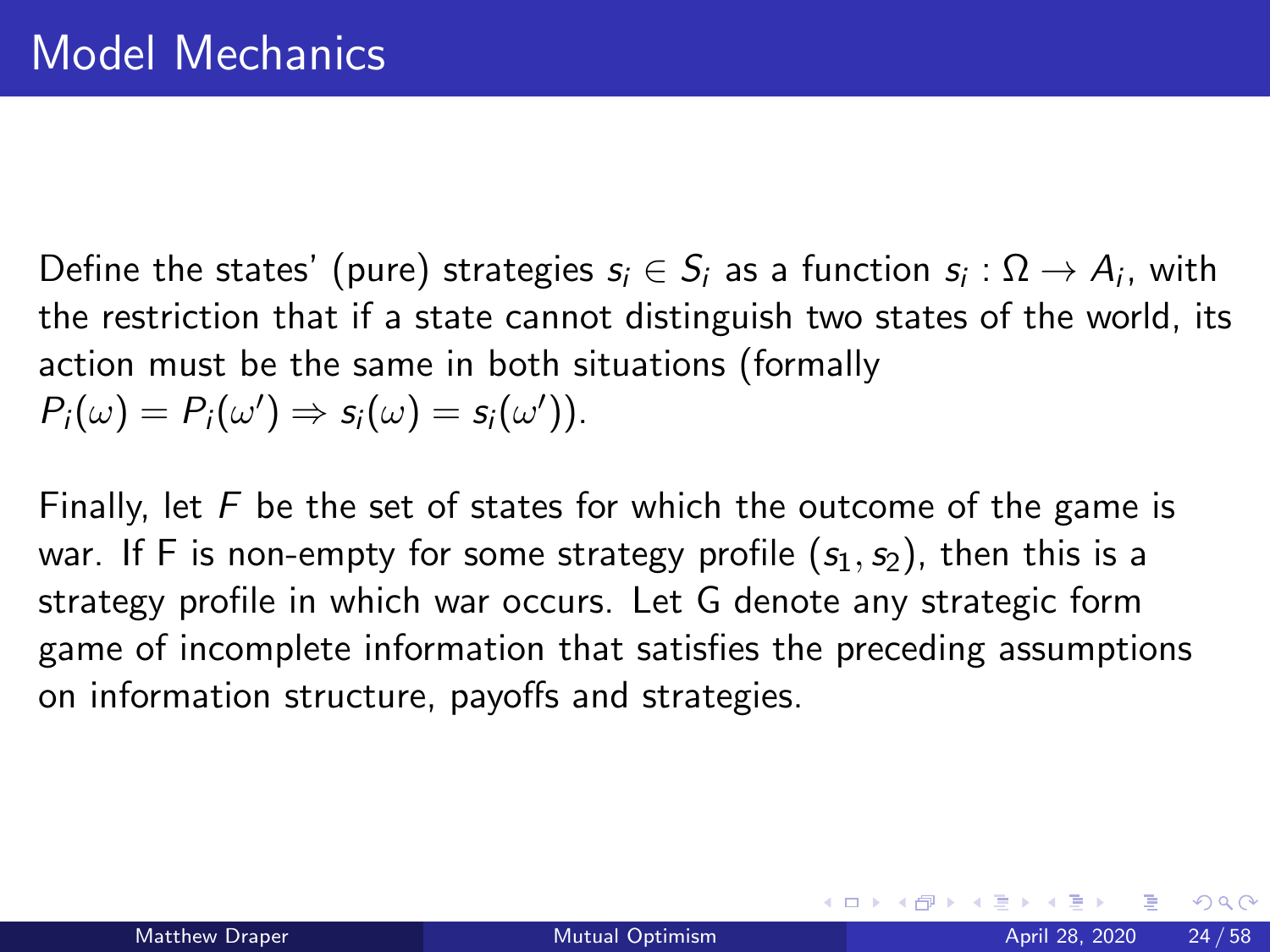# Model Mechanics

Define the states' (pure) strategies $s_i \in S_i$ as a function $s_i : \Omega \to A_i$, with the restriction that if a state cannot distinguish two states of the world, its action must be the same in both situations (formally $P_i(\omega) = P_i(\omega') \Rightarrow s_i(\omega) = s_i(\omega')$).

Finally, let $F$ be the set of states for which the outcome of the game is war. If F is non-empty for some strategy profile $(s_1, s_2)$, then this is a strategy profile in which war occurs. Let G denote any strategic form game of incomplete information that satisfies the preceding assumptions on information structure, payoffs and strategies.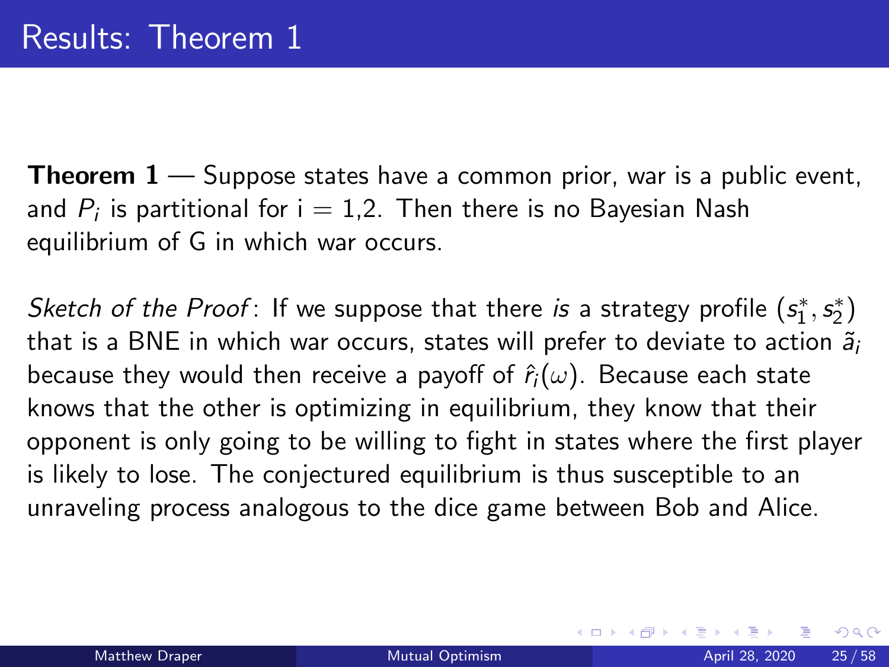# Results: Theorem 1

**Theorem 1** — Suppose states have a common prior, war is a public event, and $P_i$ is partitional for i = 1,2. Then there is no Bayesian Nash equilibrium of G in which war occurs.

*Sketch of the Proof*: If we suppose that there *is* a strategy profile $(s_1^*, s_2^*)$ that is a BNE in which war occurs, states will prefer to deviate to action $\tilde{a}_i$ because they would then receive a payoff of $\hat{r}_i(\omega)$. Because each state knows that the other is optimizing in equilibrium, they know that their opponent is only going to be willing to fight in states where the first player is likely to lose. The conjectured equilibrium is thus susceptible to an unraveling process analogous to the dice game between Bob and Alice.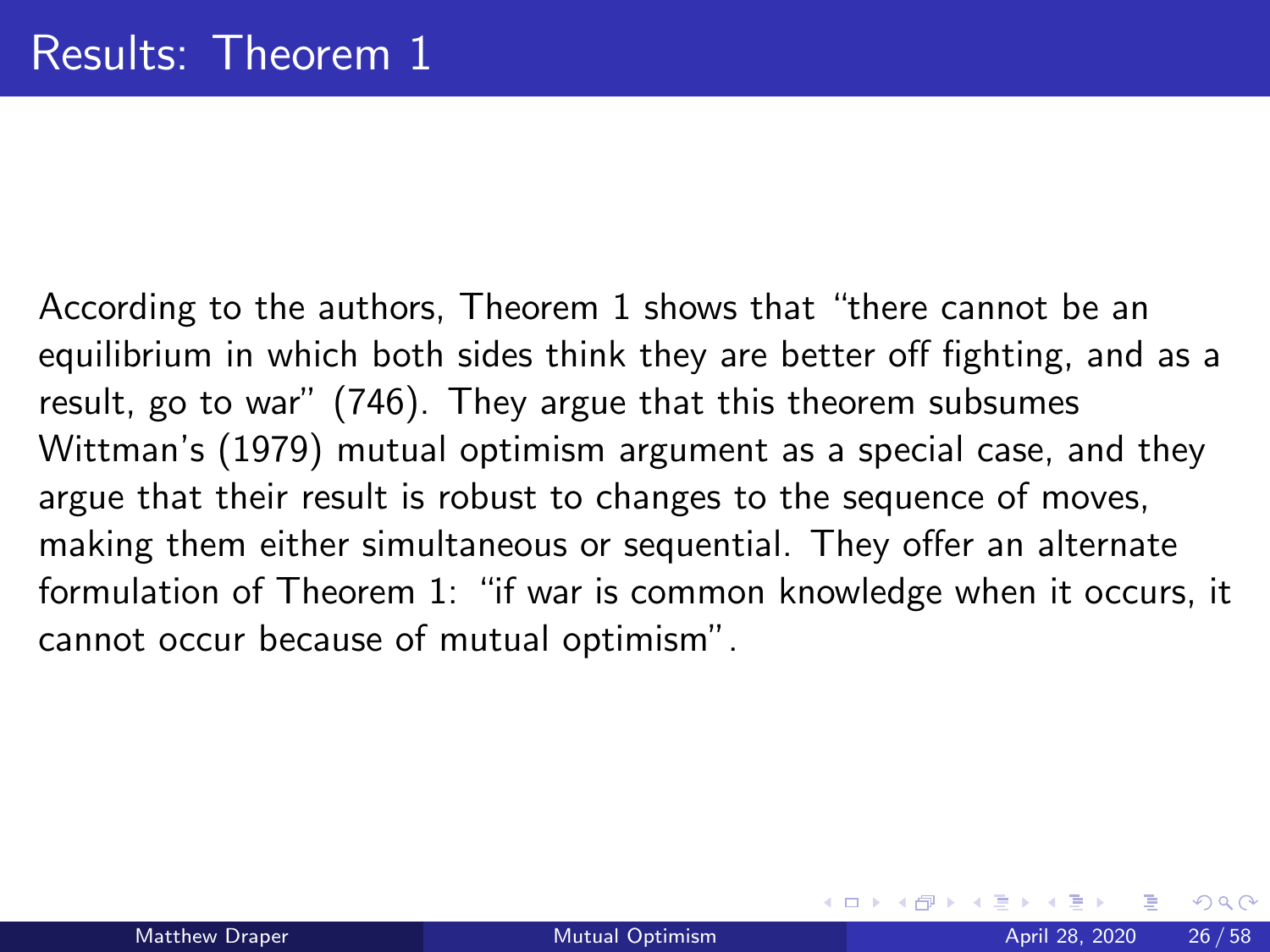# Results: Theorem 1

According to the authors, Theorem 1 shows that "there cannot be an equilibrium in which both sides think they are better off fighting, and as a result, go to war" (746). They argue that this theorem subsumes Wittman's (1979) mutual optimism argument as a special case, and they argue that their result is robust to changes to the sequence of moves, making them either simultaneous or sequential. They offer an alternate formulation of Theorem 1: "if war is common knowledge when it occurs, it cannot occur because of mutual optimism".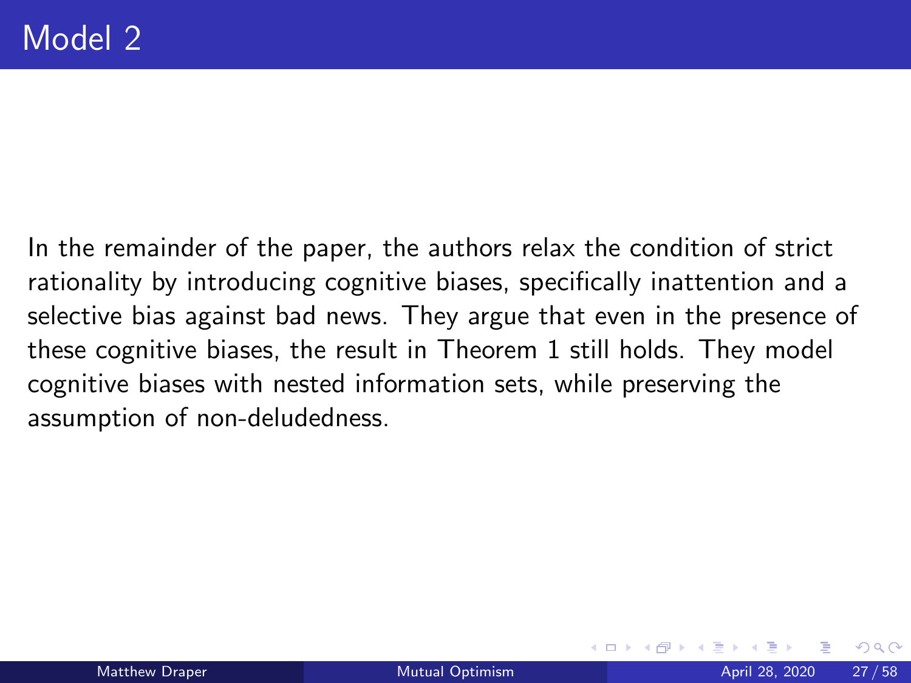# Model 2

In the remainder of the paper, the authors relax the condition of strict rationality by introducing cognitive biases, specifically inattention and a selective bias against bad news. They argue that even in the presence of these cognitive biases, the result in Theorem 1 still holds. They model cognitive biases with nested information sets, while preserving the assumption of non-deludedness.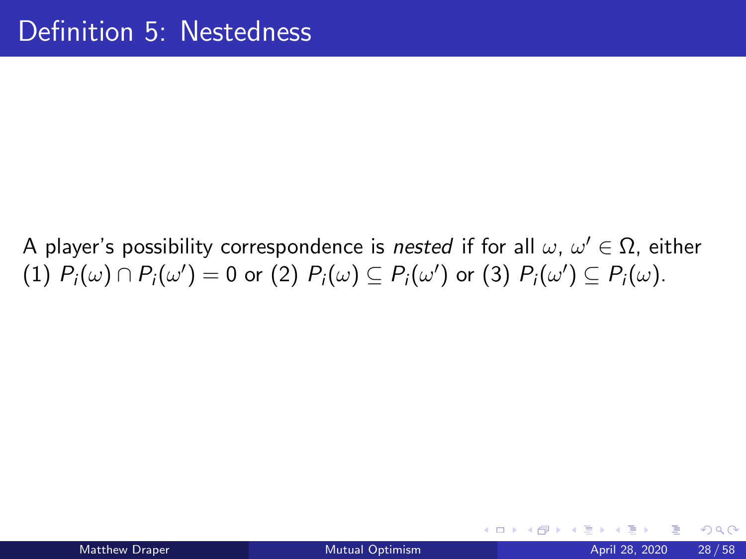# Definition 5: Nestedness

A player's possibility correspondence is *nested* if for all $\omega$, $\omega' \in \Omega$, either (1) $P_i(\omega) \cap P_i(\omega') = 0$ or (2) $P_i(\omega) \subseteq P_i(\omega')$ or (3) $P_i(\omega') \subseteq P_i(\omega)$.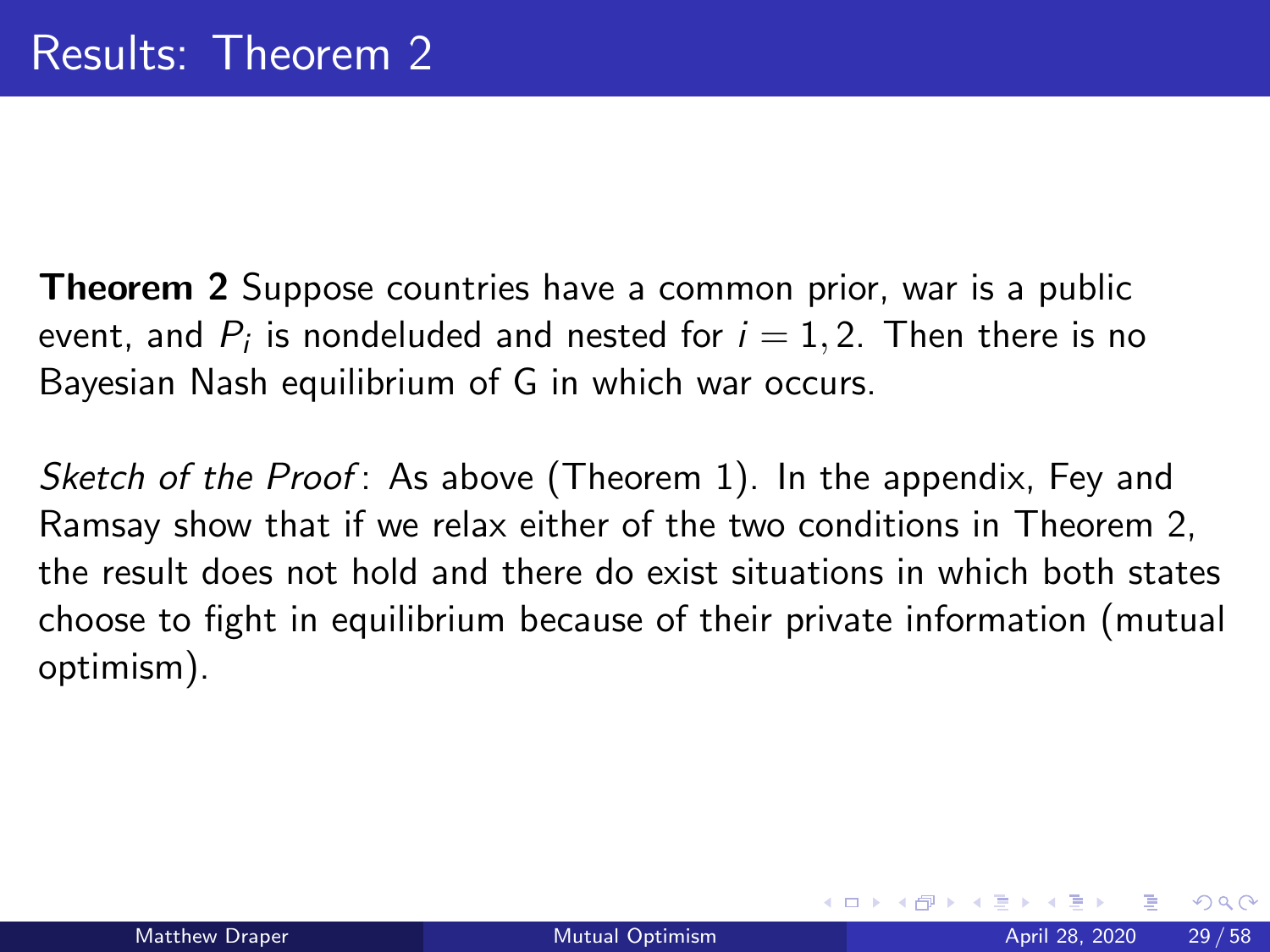# Results: Theorem 2

**Theorem 2** Suppose countries have a common prior, war is a public event, and $P_i$ is nondeluded and nested for $i = 1, 2$. Then there is no Bayesian Nash equilibrium of G in which war occurs.

*Sketch of the Proof*: As above (Theorem 1). In the appendix, Fey and Ramsay show that if we relax either of the two conditions in Theorem 2, the result does not hold and there do exist situations in which both states choose to fight in equilibrium because of their private information (mutual optimism).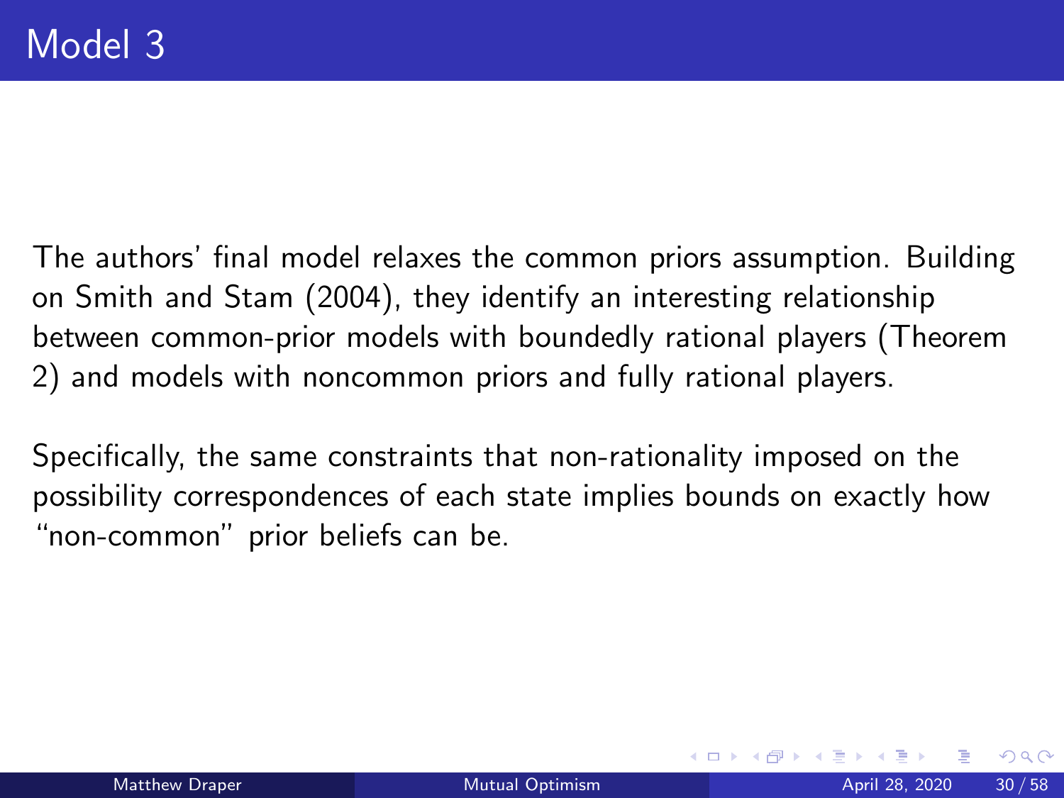# Model 3

The authors' final model relaxes the common priors assumption. Building on Smith and Stam (2004), they identify an interesting relationship between common-prior models with boundedly rational players (Theorem 2) and models with noncommon priors and fully rational players.

Specifically, the same constraints that non-rationality imposed on the possibility correspondences of each state implies bounds on exactly how "non-common" prior beliefs can be.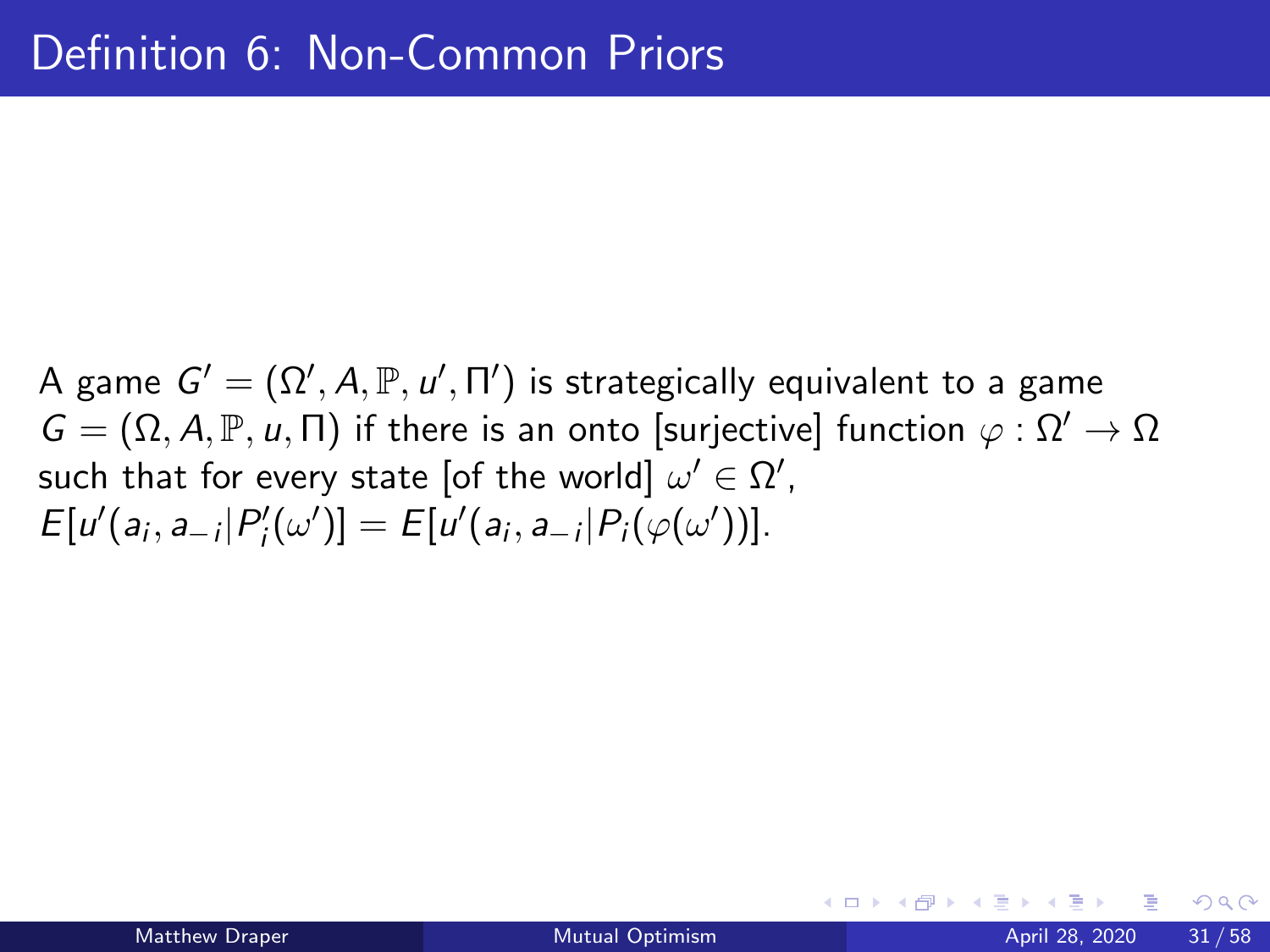# Definition 6: Non-Common Priors

A game $G' = (\Omega', A, \mathbb{P}, u', \Pi')$ is strategically equivalent to a game $G = (\Omega, A, \mathbb{P}, u, \Pi)$ if there is an onto [surjective] function $\varphi : \Omega' \to \Omega$ such that for every state [of the world] $\omega' \in \Omega'$, $E[u'(a_i, a_{-i}|P'_i(\omega')] = E[u'(a_i, a_{-i}|P_i(\varphi(\omega'))]$.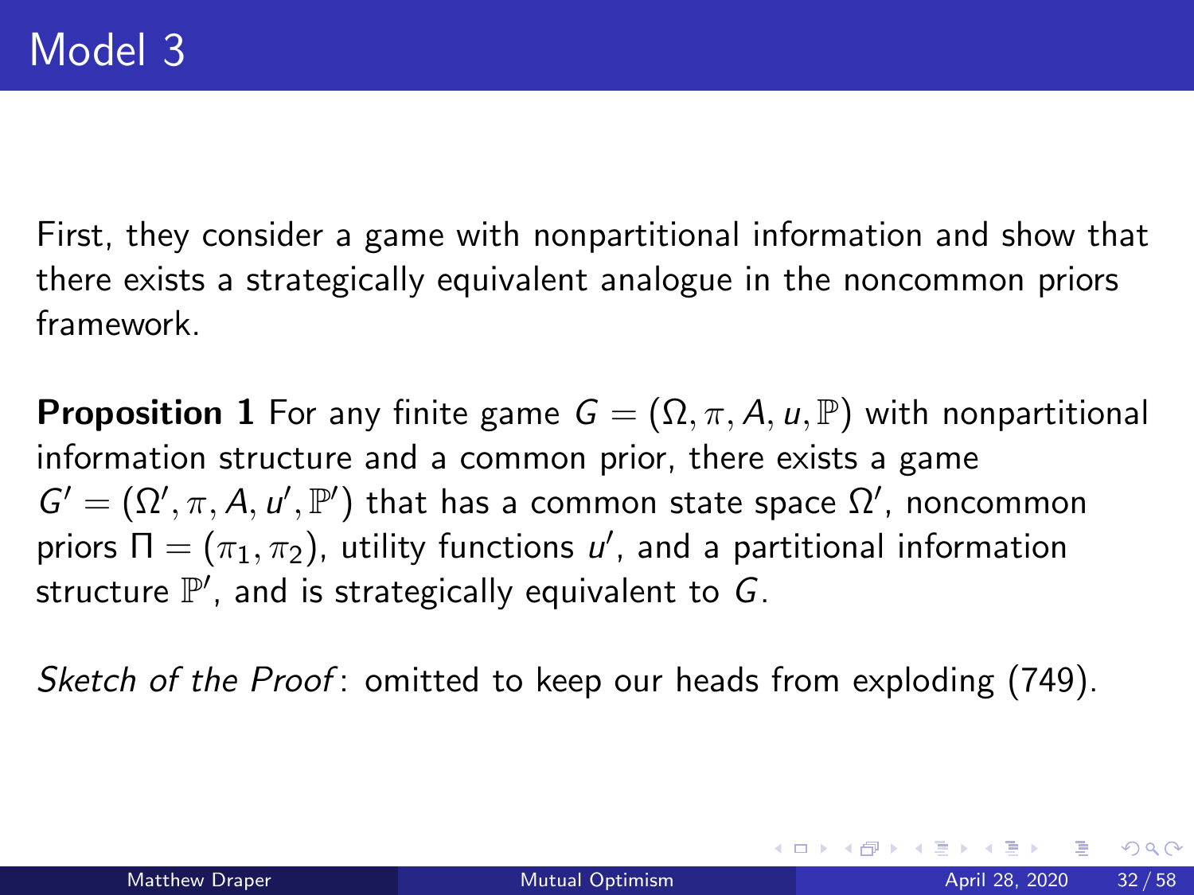# Model 3

First, they consider a game with nonpartitional information and show that there exists a strategically equivalent analogue in the noncommon priors framework.

**Proposition 1** For any finite game $G = (\Omega, \pi, A, u, \mathbb{P})$ with nonpartitional information structure and a common prior, there exists a game $G' = (\Omega', \pi, A, u', \mathbb{P}')$ that has a common state space $\Omega'$, noncommon priors $\Pi = (\pi_1, \pi_2)$, utility functions $u'$, and a partitional information structure $\mathbb{P}'$, and is strategically equivalent to $G$.

*Sketch of the Proof*: omitted to keep our heads from exploding (749).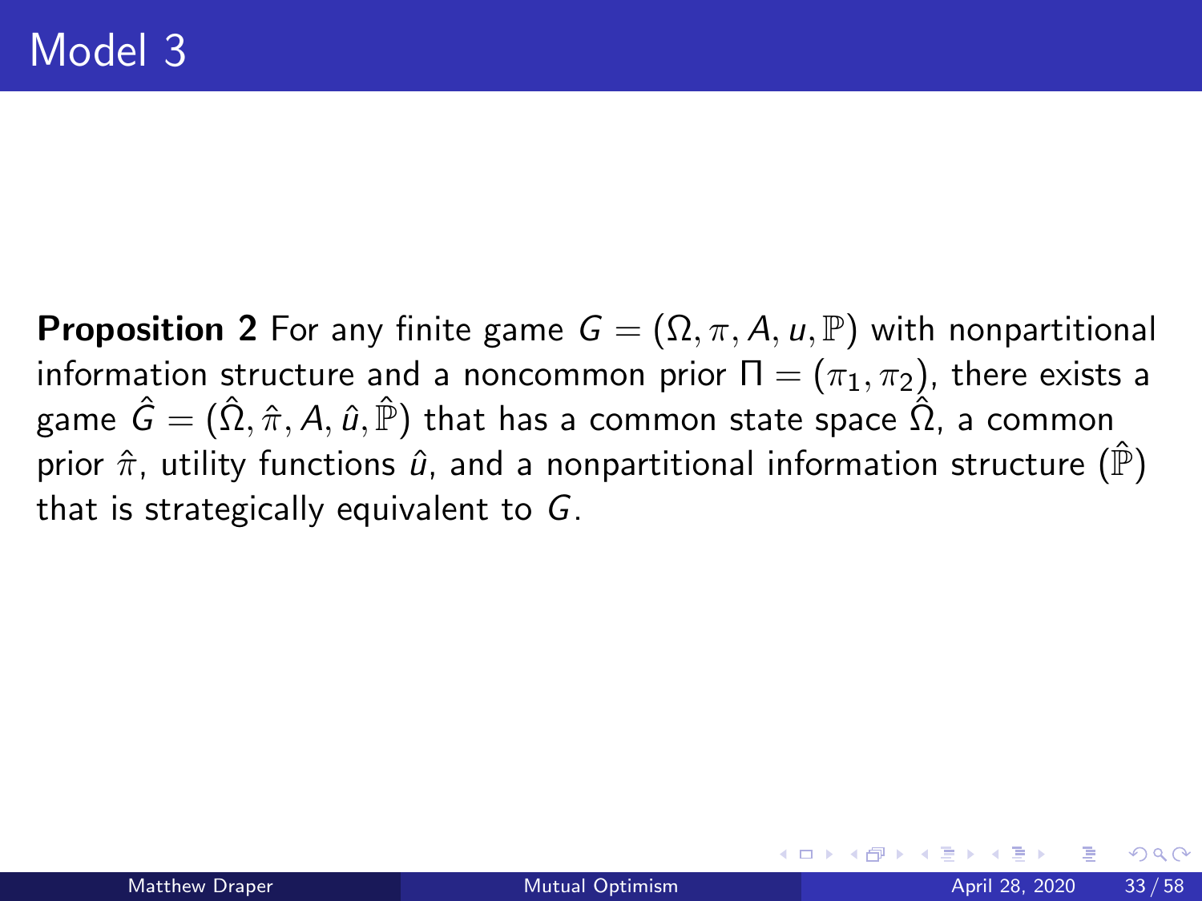# Model 3

**Proposition 2** For any finite game $G = (\Omega, \pi, A, u, \mathbb{P})$ with nonpartitional information structure and a noncommon prior $\Pi = (\pi_1, \pi_2)$, there exists a game $\hat{G} = (\hat{\Omega}, \hat{\pi}, A, \hat{u}, \hat{\mathbb{P}})$ that has a common state space $\hat{\Omega}$, a common prior $\hat{\pi}$, utility functions $\hat{u}$, and a nonpartitional information structure ($\hat{\mathbb{P}}$) that is strategically equivalent to $G$.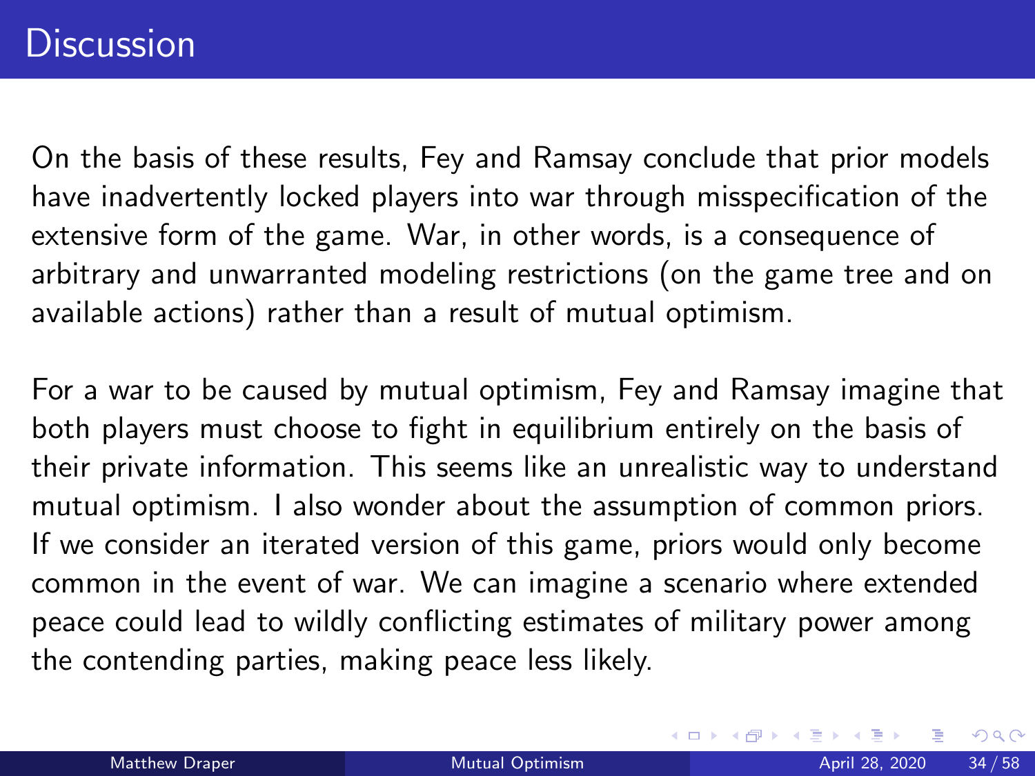# Discussion

On the basis of these results, Fey and Ramsay conclude that prior models have inadvertently locked players into war through misspecification of the extensive form of the game. War, in other words, is a consequence of arbitrary and unwarranted modeling restrictions (on the game tree and on available actions) rather than a result of mutual optimism.

For a war to be caused by mutual optimism, Fey and Ramsay imagine that both players must choose to fight in equilibrium entirely on the basis of their private information. This seems like an unrealistic way to understand mutual optimism. I also wonder about the assumption of common priors. If we consider an iterated version of this game, priors would only become common in the event of war. We can imagine a scenario where extended peace could lead to wildly conflicting estimates of military power among the contending parties, making peace less likely.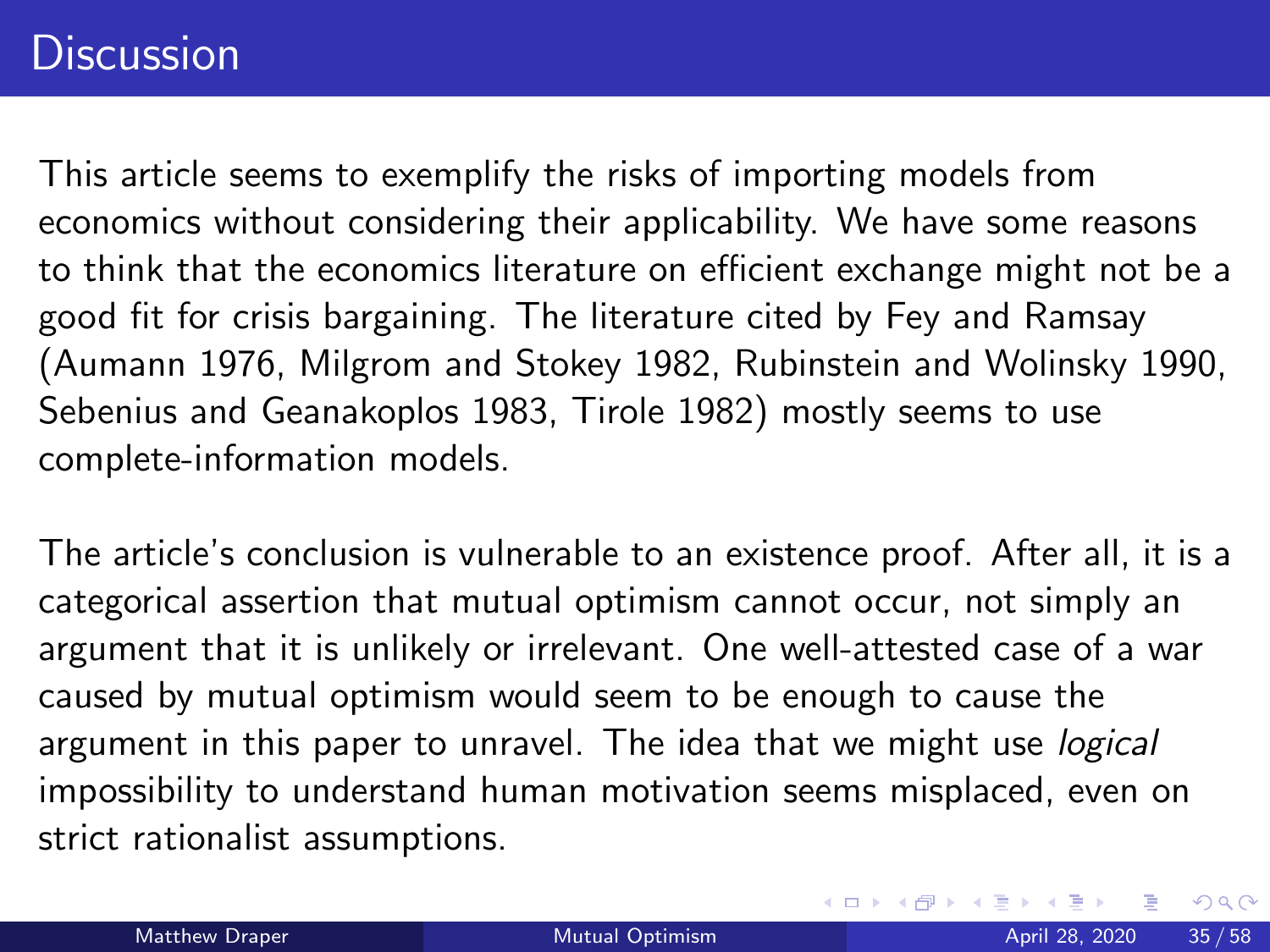# Discussion

This article seems to exemplify the risks of importing models from economics without considering their applicability. We have some reasons to think that the economics literature on efficient exchange might not be a good fit for crisis bargaining. The literature cited by Fey and Ramsay (Aumann 1976, Milgrom and Stokey 1982, Rubinstein and Wolinsky 1990, Sebenius and Geanakoplos 1983, Tirole 1982) mostly seems to use complete-information models.

The article's conclusion is vulnerable to an existence proof. After all, it is a categorical assertion that mutual optimism cannot occur, not simply an argument that it is unlikely or irrelevant. One well-attested case of a war caused by mutual optimism would seem to be enough to cause the argument in this paper to unravel. The idea that we might use *logical* impossibility to understand human motivation seems misplaced, even on strict rationalist assumptions.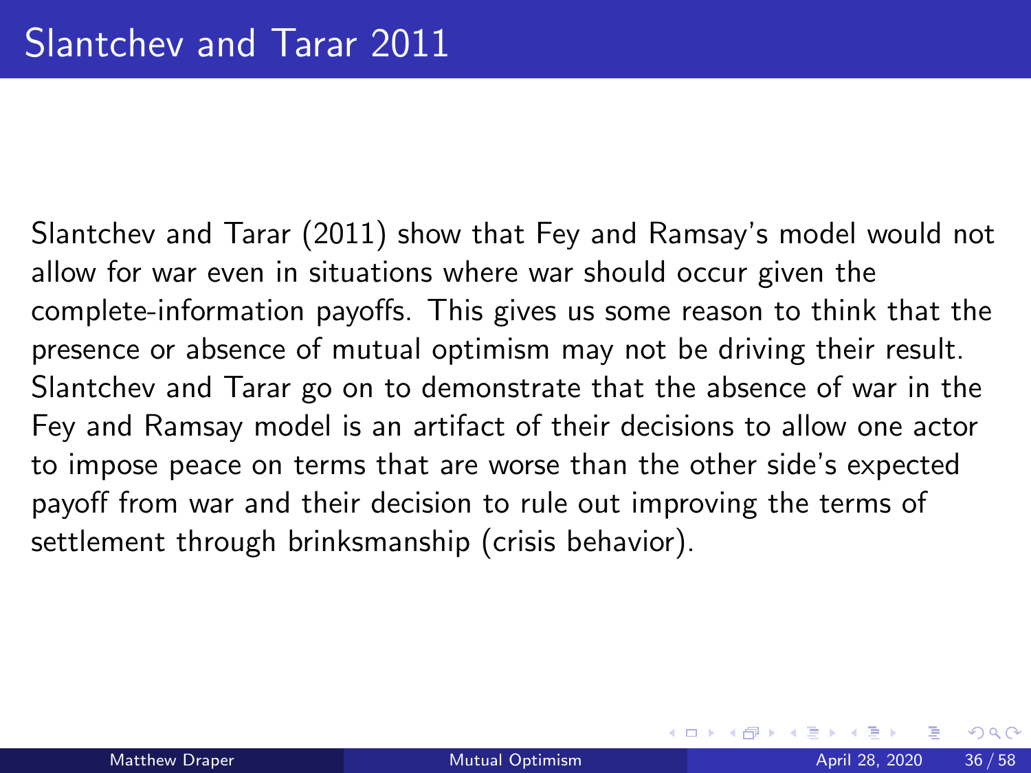# Slantchev and Tarar 2011

Slantchev and Tarar (2011) show that Fey and Ramsay's model would not allow for war even in situations where war should occur given the complete-information payoffs. This gives us some reason to think that the presence or absence of mutual optimism may not be driving their result. Slantchev and Tarar go on to demonstrate that the absence of war in the Fey and Ramsay model is an artifact of their decisions to allow one actor to impose peace on terms that are worse than the other side's expected payoff from war and their decision to rule out improving the terms of settlement through brinksmanship (crisis behavior).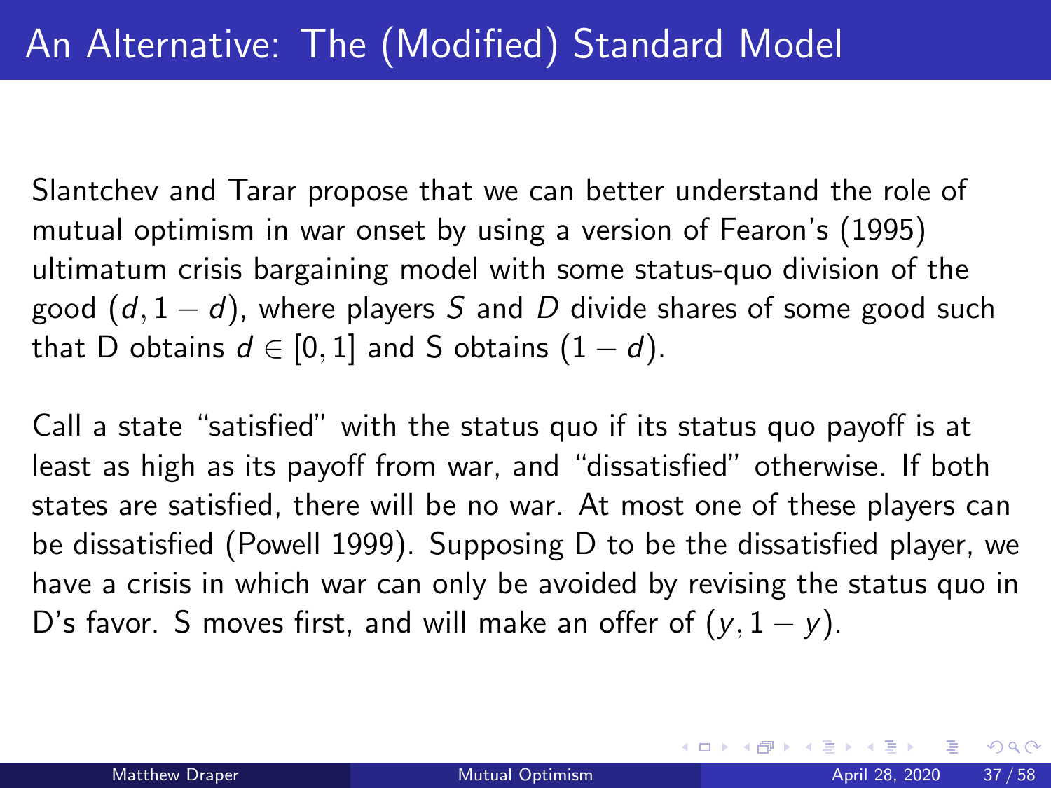# An Alternative: The (Modified) Standard Model

Slantchev and Tarar propose that we can better understand the role of mutual optimism in war onset by using a version of Fearon's (1995) ultimatum crisis bargaining model with some status-quo division of the good $(d, 1-d)$, where players $S$ and $D$ divide shares of some good such that D obtains $d \in [0, 1]$ and S obtains $(1-d)$.

Call a state "satisfied" with the status quo if its status quo payoff is at least as high as its payoff from war, and "dissatisfied" otherwise. If both states are satisfied, there will be no war. At most one of these players can be dissatisfied (Powell 1999). Supposing D to be the dissatisfied player, we have a crisis in which war can only be avoided by revising the status quo in D's favor. S moves first, and will make an offer of $(y, 1-y)$.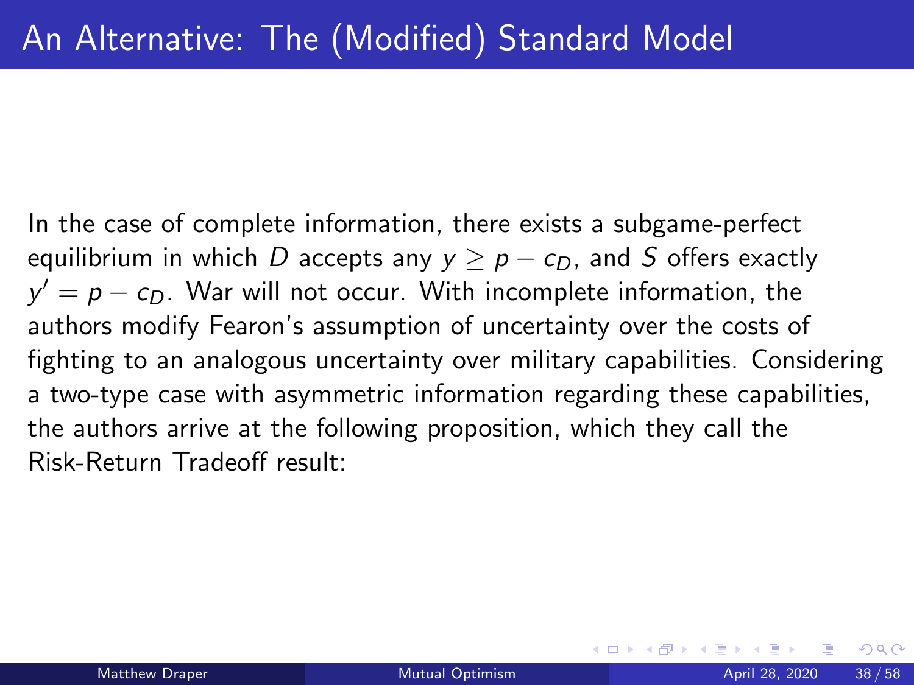# An Alternative: The (Modified) Standard Model

In the case of complete information, there exists a subgame-perfect equilibrium in which $D$ accepts any $y \geq p - c_D$, and $S$ offers exactly $y' = p - c_D$. War will not occur. With incomplete information, the authors modify Fearon's assumption of uncertainty over the costs of fighting to an analogous uncertainty over military capabilities. Considering a two-type case with asymmetric information regarding these capabilities, the authors arrive at the following proposition, which they call the Risk-Return Tradeoff result: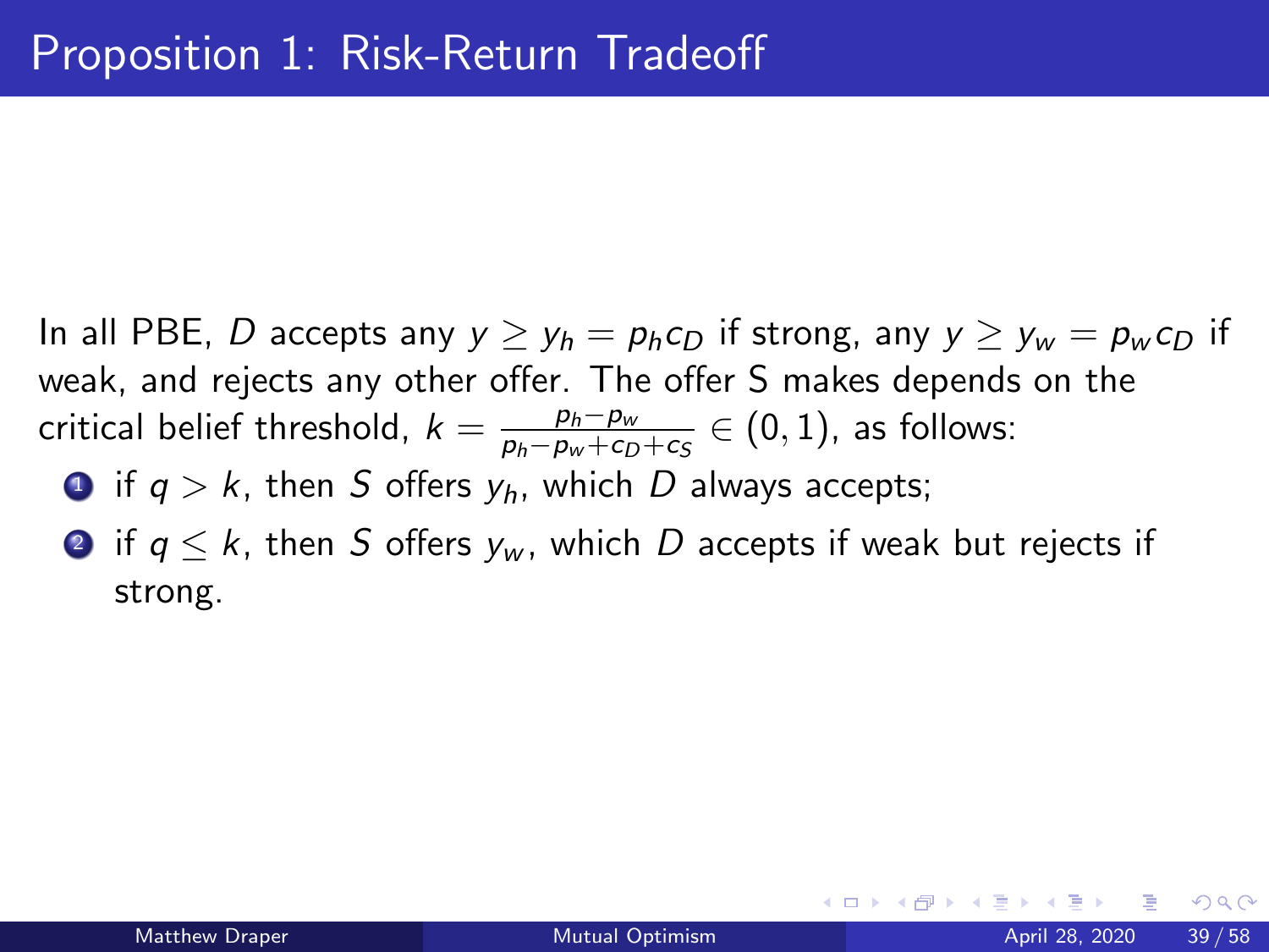# Proposition 1: Risk-Return Tradeoff

In all PBE, $D$ accepts any $y \geq y_h = p_h c_D$ if strong, any $y \geq y_w = p_w c_D$ if weak, and rejects any other offer. The offer S makes depends on the critical belief threshold, $k = \frac{p_h - p_w}{p_h - p_w + c_D + c_S} \in (0, 1)$, as follows:

1. if $q > k$, then $S$ offers $y_h$, which $D$ always accepts;
2. if $q \leq k$, then $S$ offers $y_w$, which $D$ accepts if weak but rejects if strong.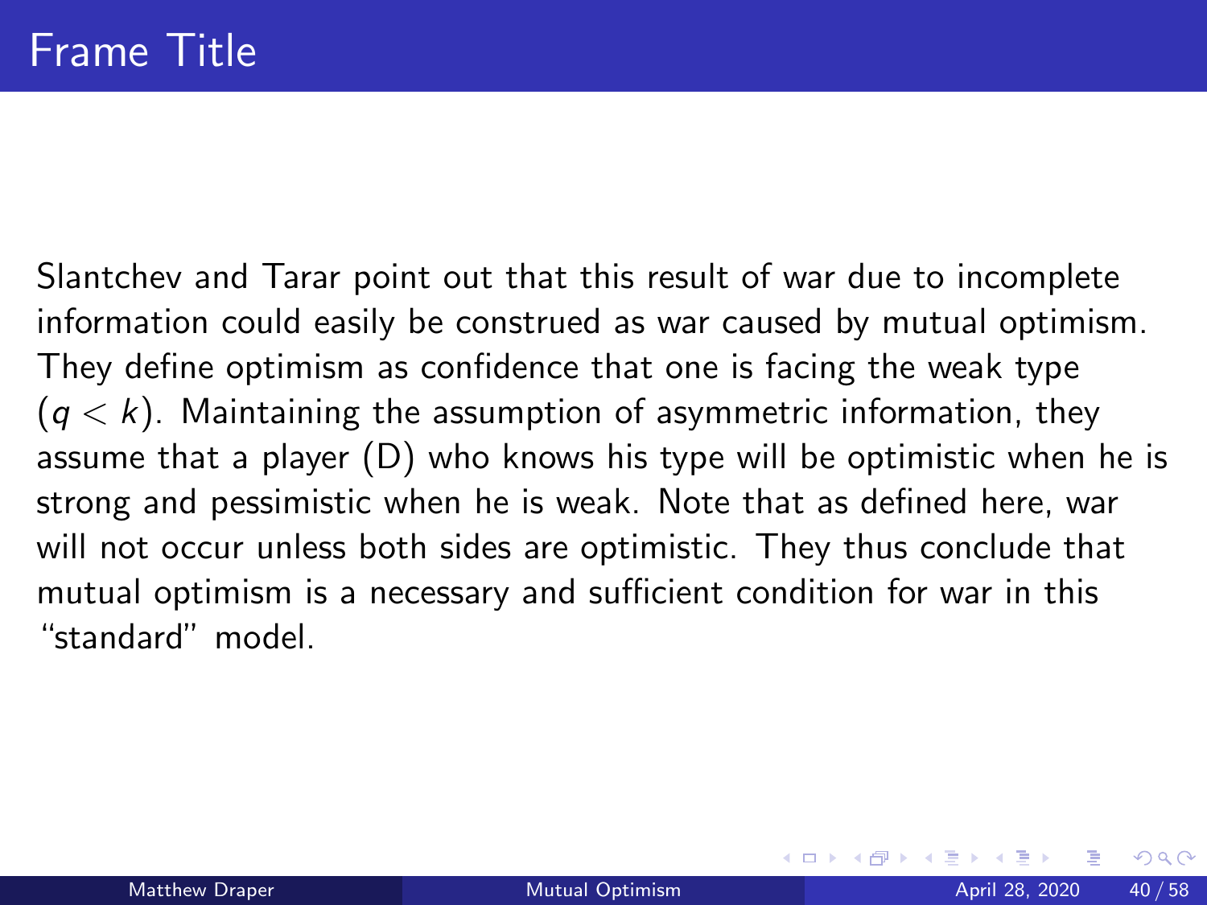# Frame Title

Slantchev and Tarar point out that this result of war due to incomplete information could easily be construed as war caused by mutual optimism. They define optimism as confidence that one is facing the weak type ($q < k$). Maintaining the assumption of asymmetric information, they assume that a player (D) who knows his type will be optimistic when he is strong and pessimistic when he is weak. Note that as defined here, war will not occur unless both sides are optimistic. They thus conclude that mutual optimism is a necessary and sufficient condition for war in this "standard" model.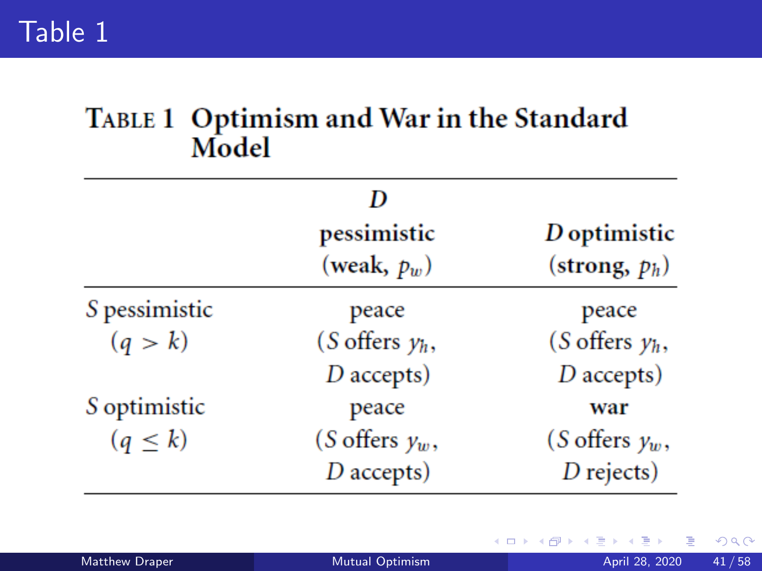# Table 1

**Table 1 Optimism and War in the Standard Model**

| | *D* pessimistic (weak, $p_w$) | *D* optimistic (strong, $p_h$) |
|---|---|---|
| *S* pessimistic ($q > k$) | peace (*S* offers $y_h$, *D* accepts) | peace (*S* offers $y_h$, *D* accepts) |
| *S* optimistic ($q \leq k$) | peace (*S* offers $y_w$, *D* accepts) | war (*S* offers $y_w$, *D* rejects) |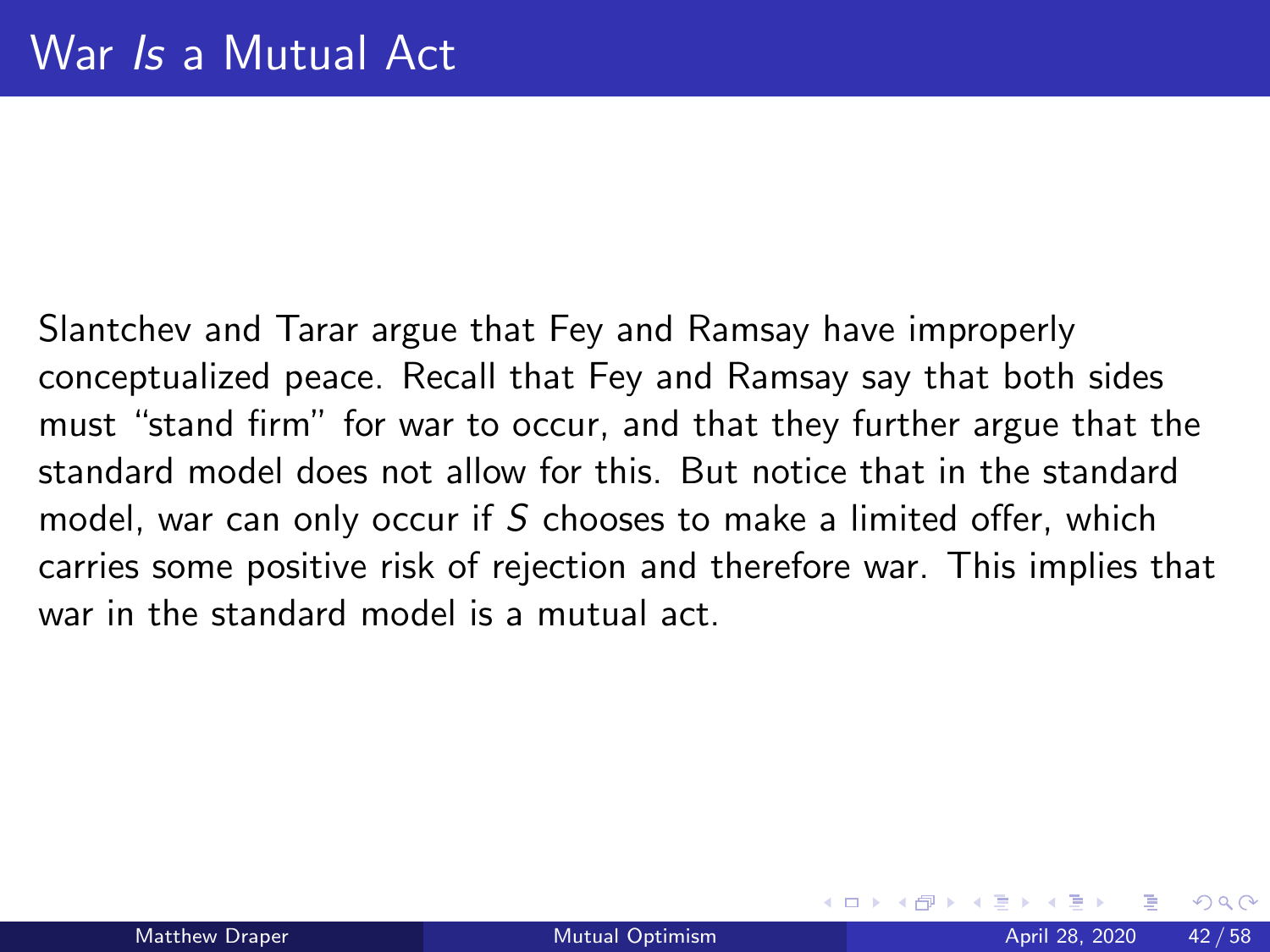# War *Is* a Mutual Act

Slantchev and Tarar argue that Fey and Ramsay have improperly conceptualized peace. Recall that Fey and Ramsay say that both sides must "stand firm" for war to occur, and that they further argue that the standard model does not allow for this. But notice that in the standard model, war can only occur if $S$ chooses to make a limited offer, which carries some positive risk of rejection and therefore war. This implies that war in the standard model is a mutual act.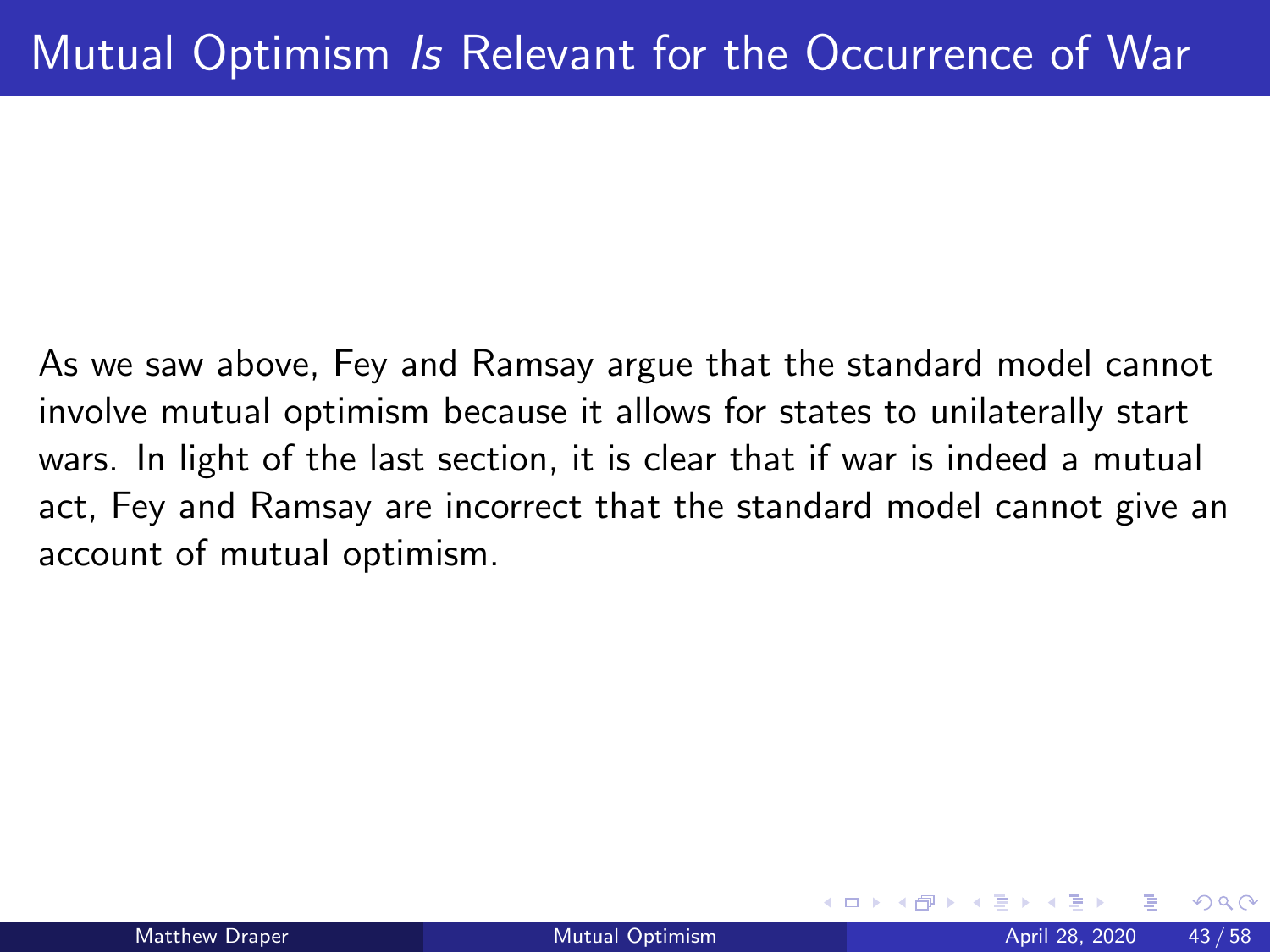# Mutual Optimism *Is* Relevant for the Occurrence of War

As we saw above, Fey and Ramsay argue that the standard model cannot involve mutual optimism because it allows for states to unilaterally start wars. In light of the last section, it is clear that if war is indeed a mutual act, Fey and Ramsay are incorrect that the standard model cannot give an account of mutual optimism.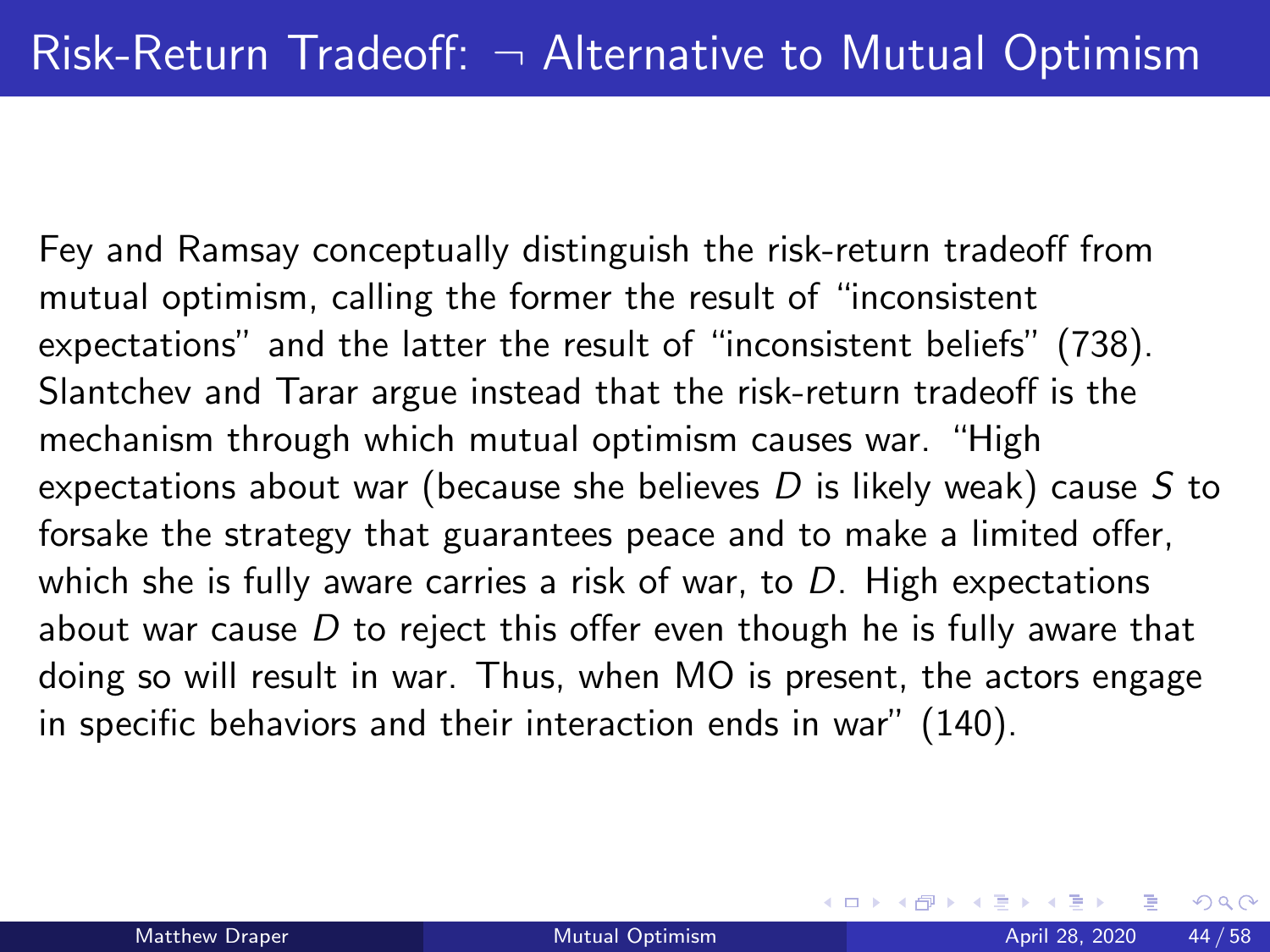# Risk-Return Tradeoff: $\neg$ Alternative to Mutual Optimism

Fey and Ramsay conceptually distinguish the risk-return tradeoff from mutual optimism, calling the former the result of "inconsistent expectations" and the latter the result of "inconsistent beliefs" (738). Slantchev and Tarar argue instead that the risk-return tradeoff is the mechanism through which mutual optimism causes war. "High expectations about war (because she believes $D$ is likely weak) cause $S$ to forsake the strategy that guarantees peace and to make a limited offer, which she is fully aware carries a risk of war, to $D$. High expectations about war cause $D$ to reject this offer even though he is fully aware that doing so will result in war. Thus, when MO is present, the actors engage in specific behaviors and their interaction ends in war" (140).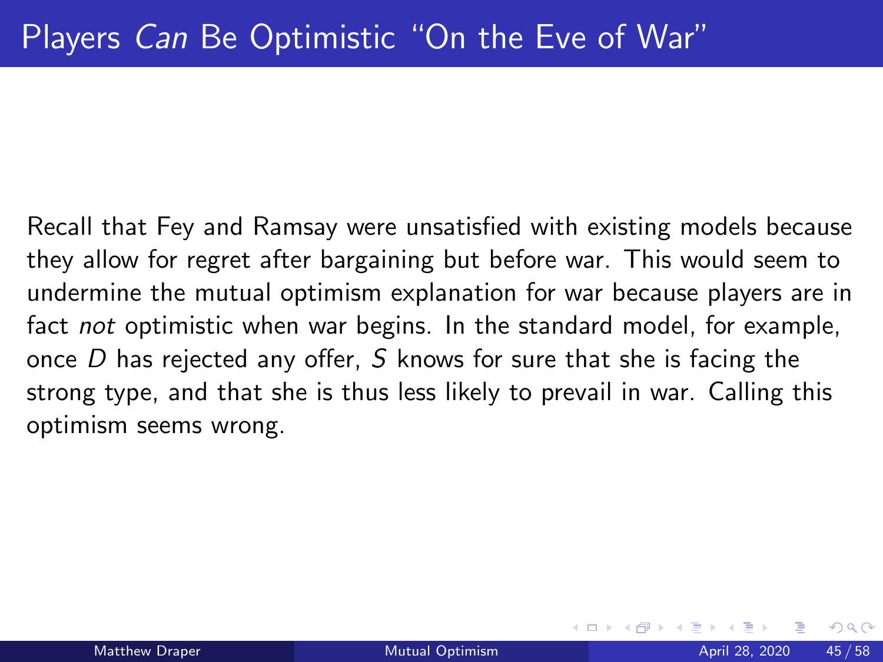# Players *Can* Be Optimistic "On the Eve of War"

Recall that Fey and Ramsay were unsatisfied with existing models because they allow for regret after bargaining but before war. This would seem to undermine the mutual optimism explanation for war because players are in fact *not* optimistic when war begins. In the standard model, for example, once $D$ has rejected any offer, $S$ knows for sure that she is facing the strong type, and that she is thus less likely to prevail in war. Calling this optimism seems wrong.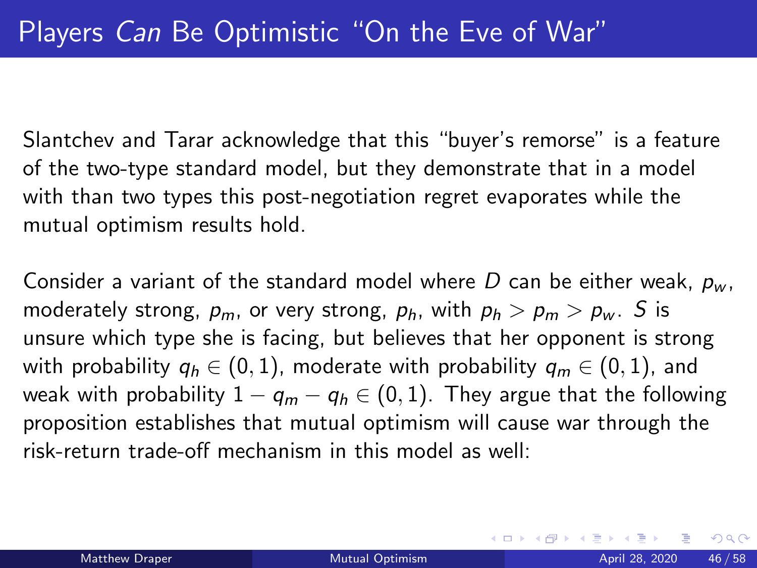# Players *Can* Be Optimistic "On the Eve of War"

Slantchev and Tarar acknowledge that this "buyer's remorse" is a feature of the two-type standard model, but they demonstrate that in a model with than two types this post-negotiation regret evaporates while the mutual optimism results hold.

Consider a variant of the standard model where $D$ can be either weak, $p_w$, moderately strong, $p_m$, or very strong, $p_h$, with $p_h > p_m > p_w$. $S$ is unsure which type she is facing, but believes that her opponent is strong with probability $q_h \in (0, 1)$, moderate with probability $q_m \in (0, 1)$, and weak with probability $1 - q_m - q_h \in (0, 1)$. They argue that the following proposition establishes that mutual optimism will cause war through the risk-return trade-off mechanism in this model as well: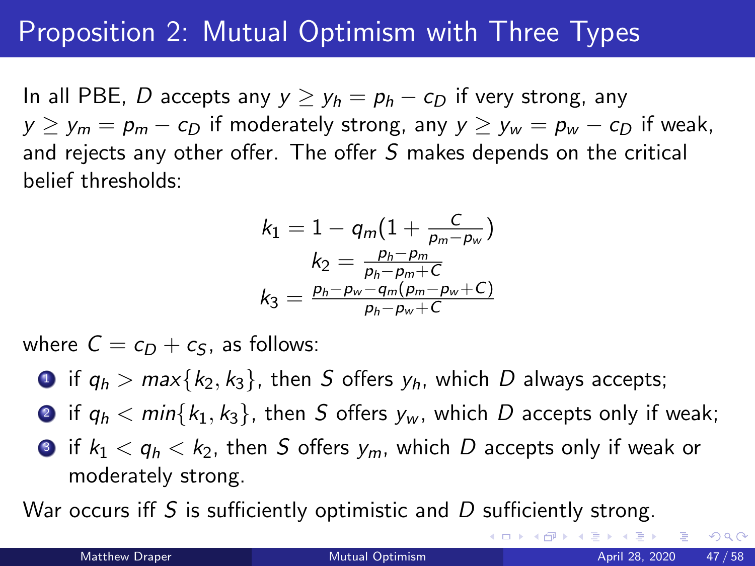# Proposition 2: Mutual Optimism with Three Types

In all PBE, $D$ accepts any $y \geq y_h = p_h - c_D$ if very strong, any $y \geq y_m = p_m - c_D$ if moderately strong, any $y \geq y_w = p_w - c_D$ if weak, and rejects any other offer. The offer $S$ makes depends on the critical belief thresholds:

$$k_1 = 1 - q_m\left(1 + \frac{C}{p_m - p_w}\right)$$
$$k_2 = \frac{p_h - p_m}{p_h - p_m + C}$$
$$k_3 = \frac{p_h - p_w - q_m(p_m - p_w + C)}{p_h - p_w + C}$$

where $C = c_D + c_S$, as follows:

1. if $q_h > max\{k_2, k_3\}$, then $S$ offers $y_h$, which $D$ always accepts;
2. if $q_h < min\{k_1, k_3\}$, then $S$ offers $y_w$, which $D$ accepts only if weak;
3. if $k_1 < q_h < k_2$, then $S$ offers $y_m$, which $D$ accepts only if weak or moderately strong.

War occurs iff $S$ is sufficiently optimistic and $D$ sufficiently strong.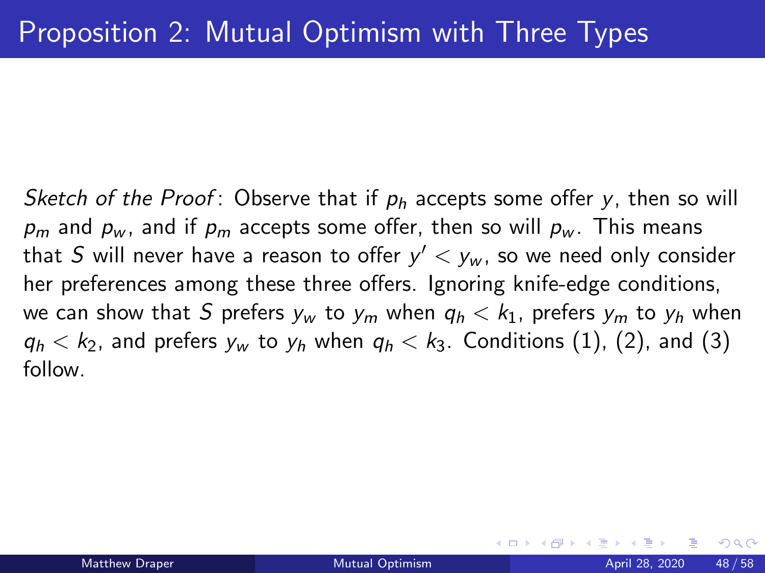# Proposition 2: Mutual Optimism with Three Types

*Sketch of the Proof*: Observe that if $p_h$ accepts some offer $y$, then so will $p_m$ and $p_w$, and if $p_m$ accepts some offer, then so will $p_w$. This means that $S$ will never have a reason to offer $y' < y_w$, so we need only consider her preferences among these three offers. Ignoring knife-edge conditions, we can show that $S$ prefers $y_w$ to $y_m$ when $q_h < k_1$, prefers $y_m$ to $y_h$ when $q_h < k_2$, and prefers $y_w$ to $y_h$ when $q_h < k_3$. Conditions (1), (2), and (3) follow.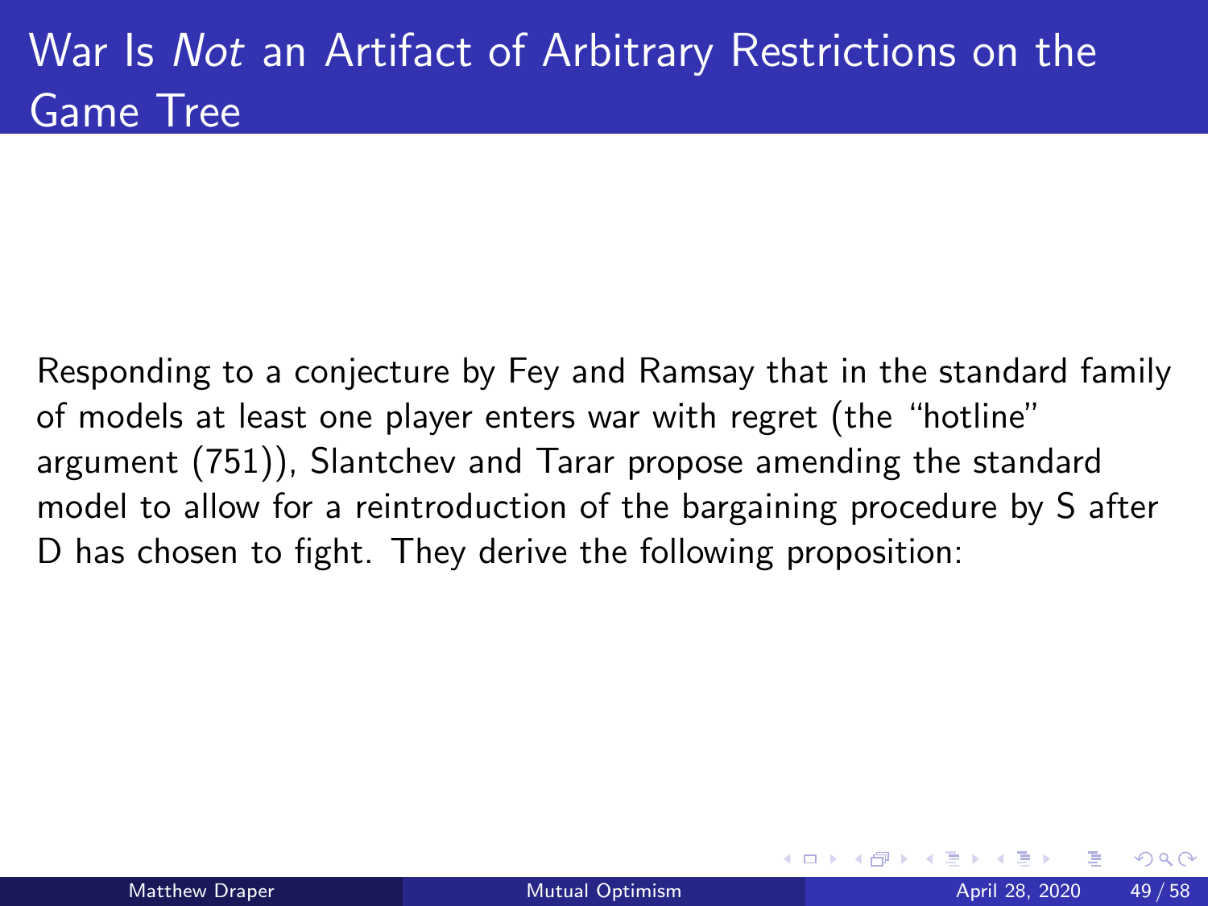# War Is *Not* an Artifact of Arbitrary Restrictions on the Game Tree

Responding to a conjecture by Fey and Ramsay that in the standard family of models at least one player enters war with regret (the "hotline" argument (751)), Slantchev and Tarar propose amending the standard model to allow for a reintroduction of the bargaining procedure by S after D has chosen to fight. They derive the following proposition: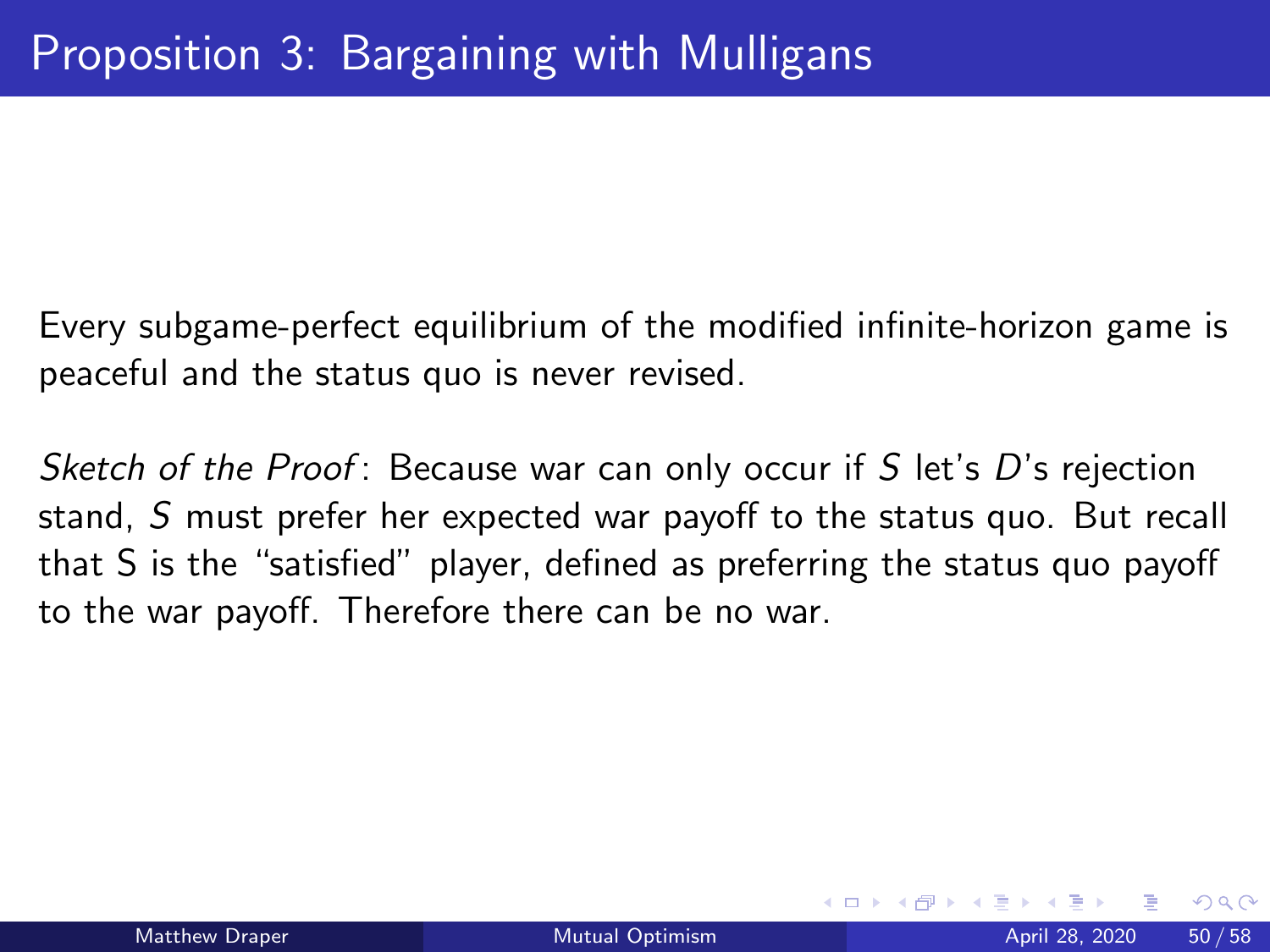# Proposition 3: Bargaining with Mulligans

Every subgame-perfect equilibrium of the modified infinite-horizon game is peaceful and the status quo is never revised.

*Sketch of the Proof*: Because war can only occur if $S$ let's $D$'s rejection stand, $S$ must prefer her expected war payoff to the status quo. But recall that S is the "satisfied" player, defined as preferring the status quo payoff to the war payoff. Therefore there can be no war.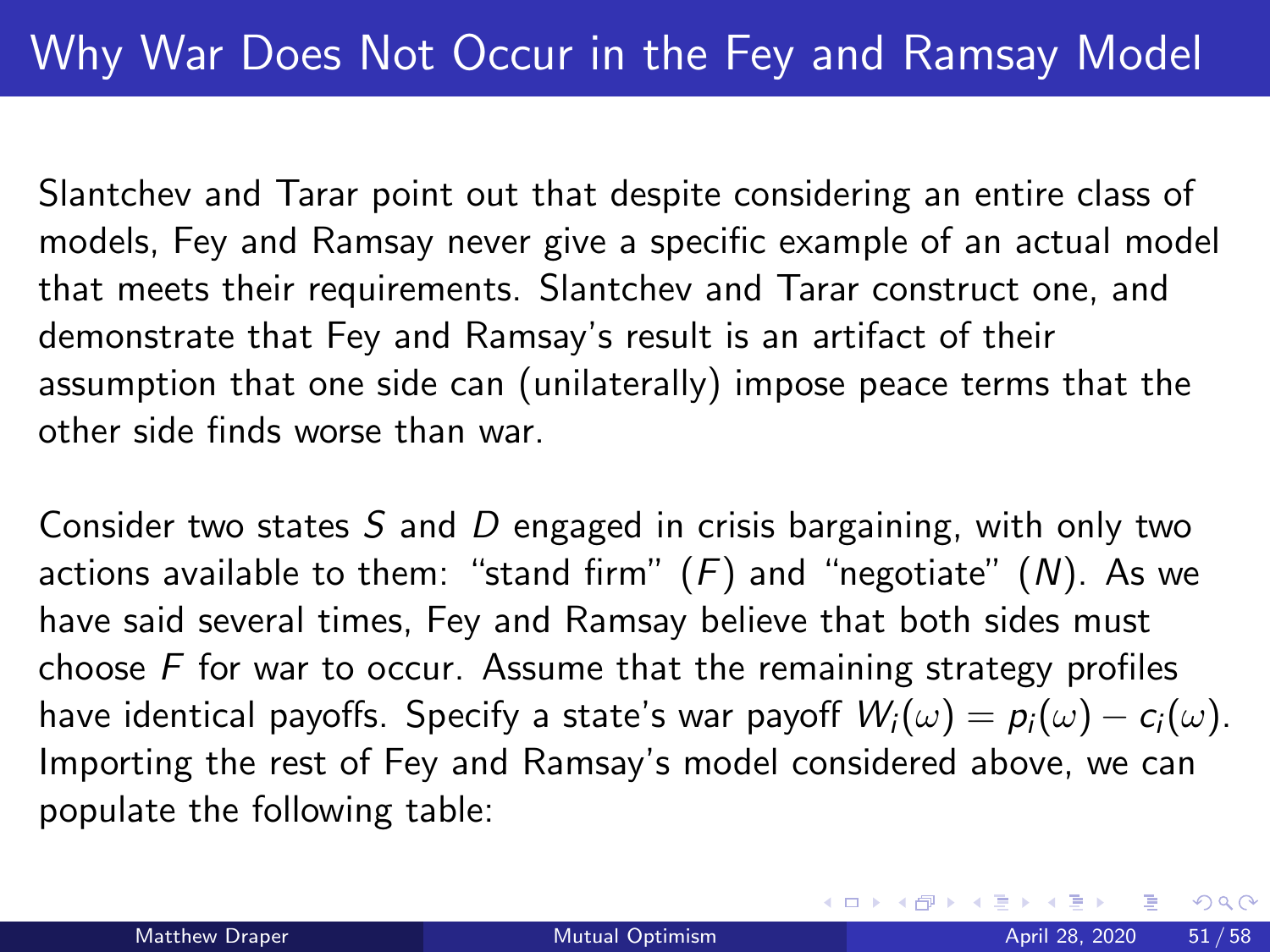# Why War Does Not Occur in the Fey and Ramsay Model

Slantchev and Tarar point out that despite considering an entire class of models, Fey and Ramsay never give a specific example of an actual model that meets their requirements. Slantchev and Tarar construct one, and demonstrate that Fey and Ramsay's result is an artifact of their assumption that one side can (unilaterally) impose peace terms that the other side finds worse than war.

Consider two states $S$ and $D$ engaged in crisis bargaining, with only two actions available to them: "stand firm" ($F$) and "negotiate" ($N$). As we have said several times, Fey and Ramsay believe that both sides must choose $F$ for war to occur. Assume that the remaining strategy profiles have identical payoffs. Specify a state's war payoff $W_i(\omega) = p_i(\omega) - c_i(\omega)$. Importing the rest of Fey and Ramsay's model considered above, we can populate the following table: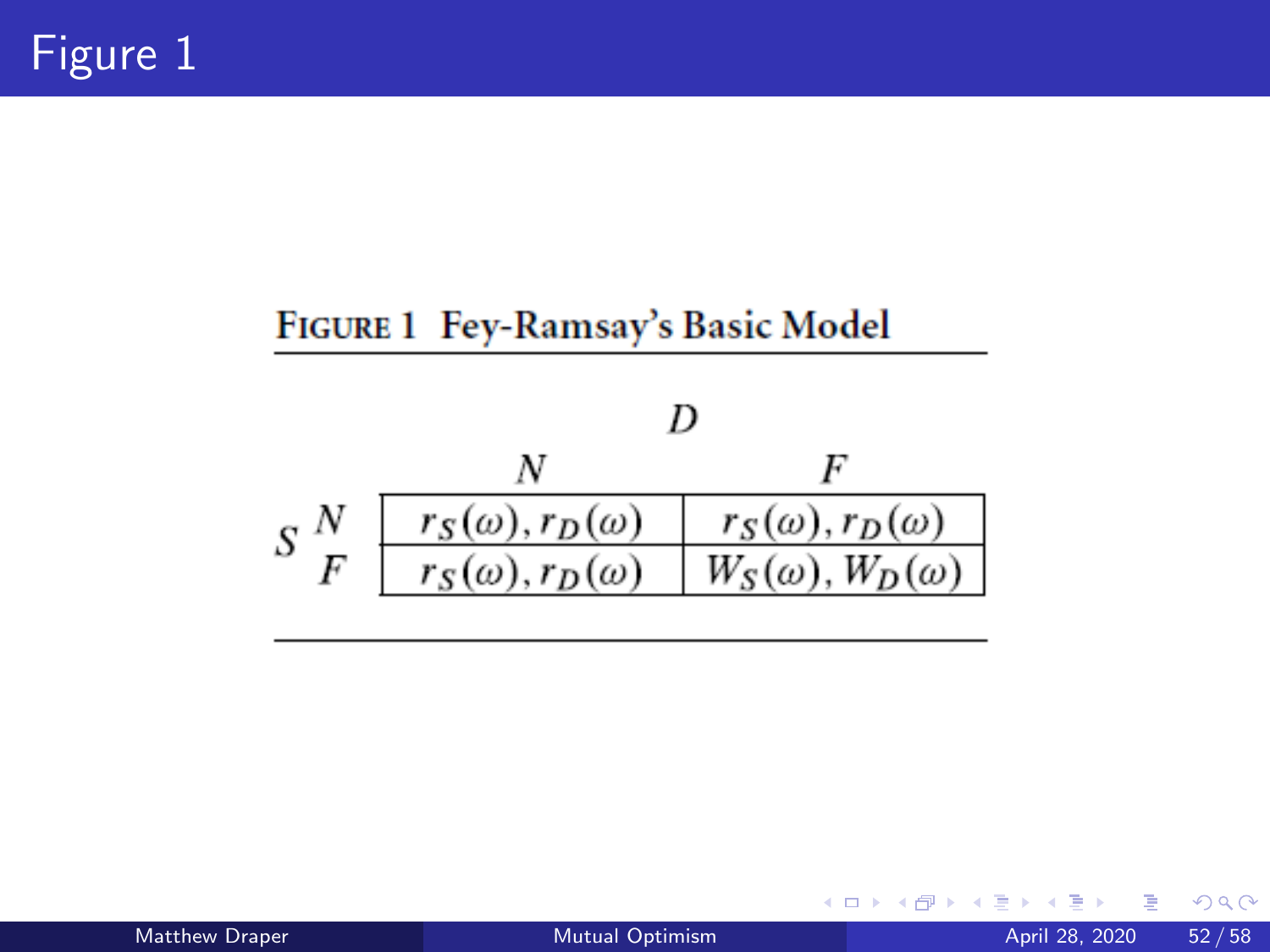# Figure 1

**FIGURE 1 Fey-Ramsay's Basic Model**

| | | $D$: $N$ | $D$: $F$ |
|---|---|---|---|
| $S$ | $N$ | $r_S(\omega), r_D(\omega)$ | $r_S(\omega), r_D(\omega)$ |
| | $F$ | $r_S(\omega), r_D(\omega)$ | $W_S(\omega), W_D(\omega)$ |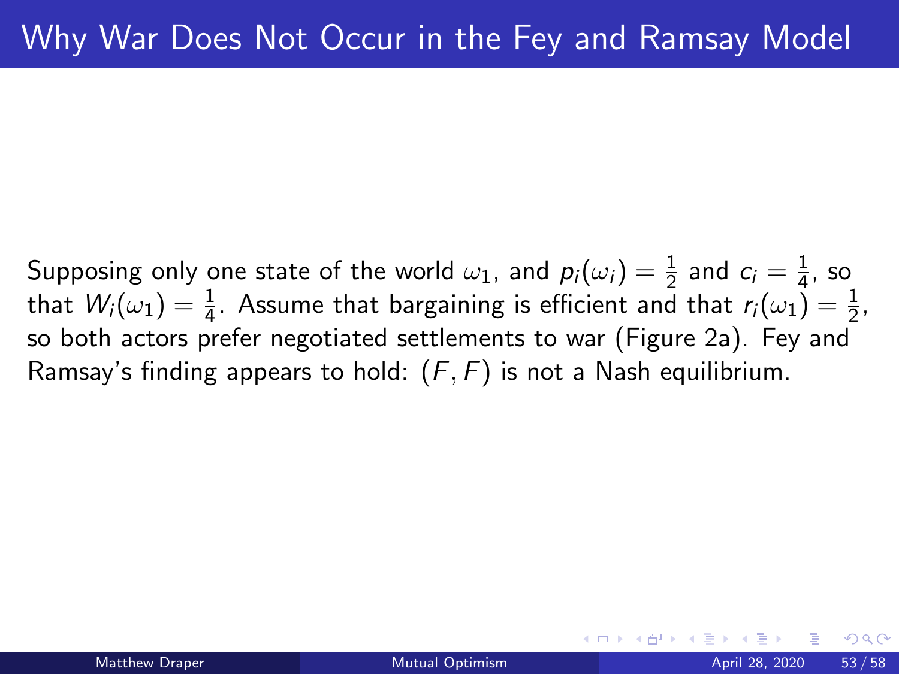# Why War Does Not Occur in the Fey and Ramsay Model

Supposing only one state of the world $\omega_1$, and $p_i(\omega_i) = \frac{1}{2}$ and $c_i = \frac{1}{4}$, so that $W_i(\omega_1) = \frac{1}{4}$. Assume that bargaining is efficient and that $r_i(\omega_1) = \frac{1}{2}$, so both actors prefer negotiated settlements to war (Figure 2a). Fey and Ramsay's finding appears to hold: $(F, F)$ is not a Nash equilibrium.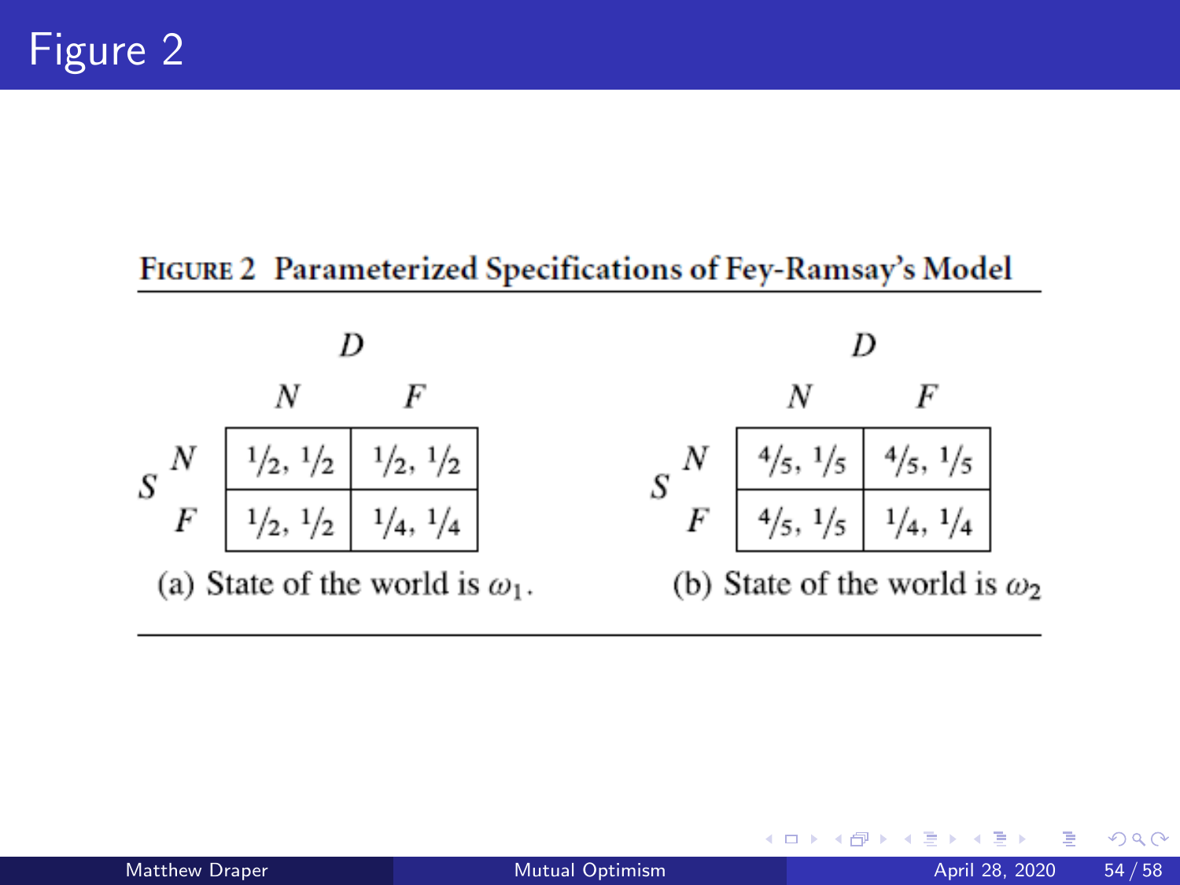# Figure 2

**FIGURE 2 Parameterized Specifications of Fey-Ramsay's Model**

| | | D: N | D: F |
|---|---|---|---|
| S | N | 1/2, 1/2 | 1/2, 1/2 |
| | F | 1/2, 1/2 | 1/4, 1/4 |

(a) State of the world is $\omega_1$.

| | | D: N | D: F |
|---|---|---|---|
| S | N | 4/5, 1/5 | 4/5, 1/5 |
| | F | 4/5, 1/5 | 1/4, 1/4 |

(b) State of the world is $\omega_2$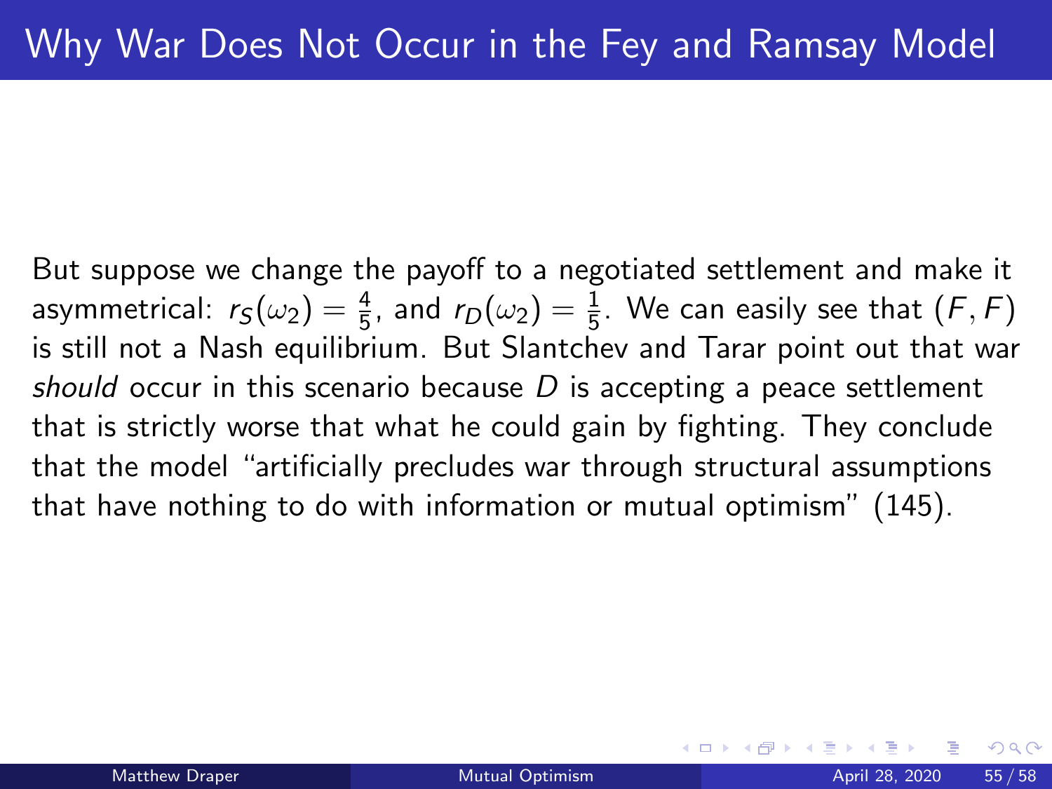# Why War Does Not Occur in the Fey and Ramsay Model

But suppose we change the payoff to a negotiated settlement and make it asymmetrical: $r_S(\omega_2) = \frac{4}{5}$, and $r_D(\omega_2) = \frac{1}{5}$. We can easily see that $(F, F)$ is still not a Nash equilibrium. But Slantchev and Tarar point out that war *should* occur in this scenario because $D$ is accepting a peace settlement that is strictly worse that what he could gain by fighting. They conclude that the model "artificially precludes war through structural assumptions that have nothing to do with information or mutual optimism" (145).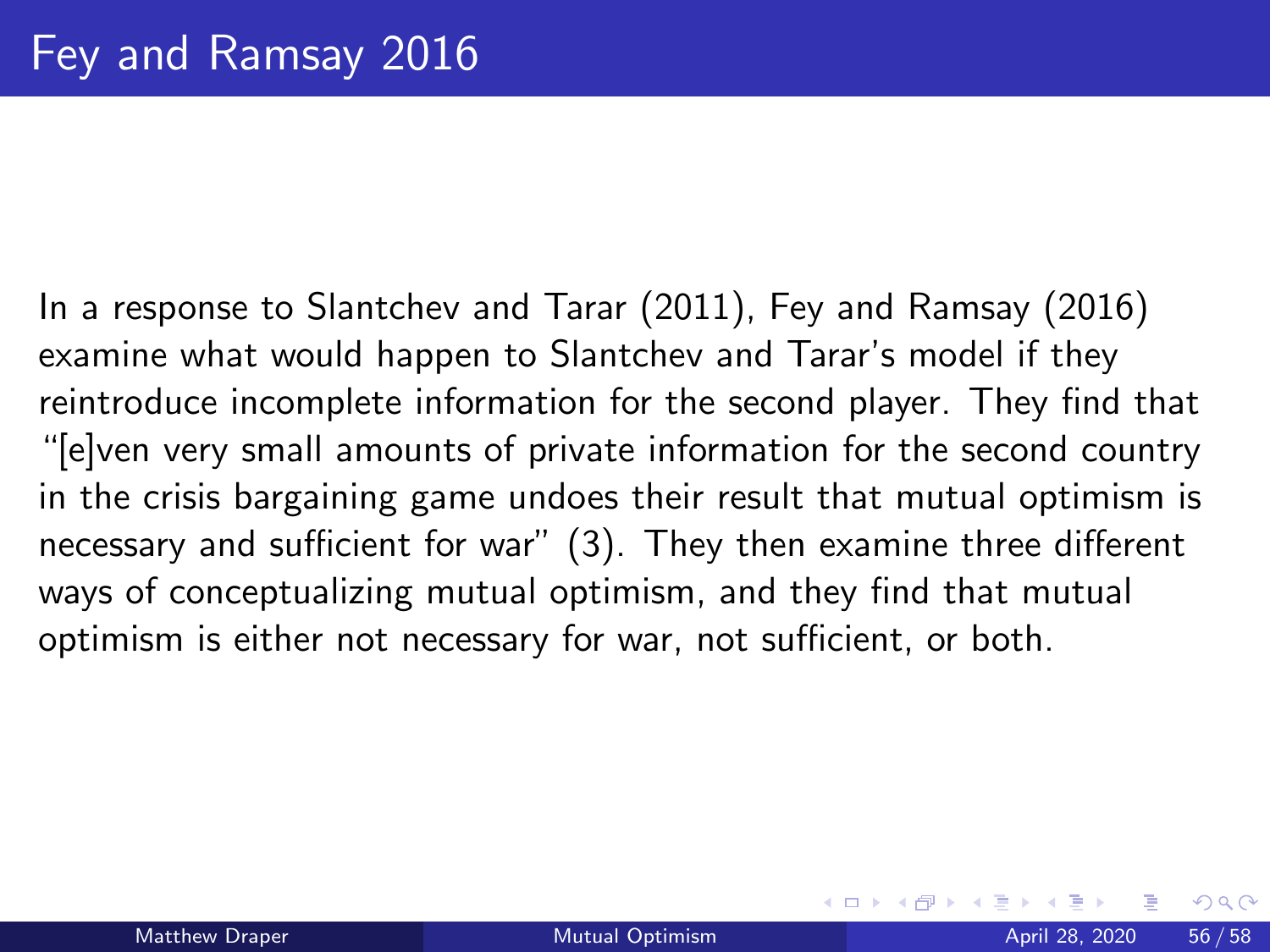# Fey and Ramsay 2016

In a response to Slantchev and Tarar (2011), Fey and Ramsay (2016) examine what would happen to Slantchev and Tarar's model if they reintroduce incomplete information for the second player. They find that "[e]ven very small amounts of private information for the second country in the crisis bargaining game undoes their result that mutual optimism is necessary and sufficient for war" (3). They then examine three different ways of conceptualizing mutual optimism, and they find that mutual optimism is either not necessary for war, not sufficient, or both.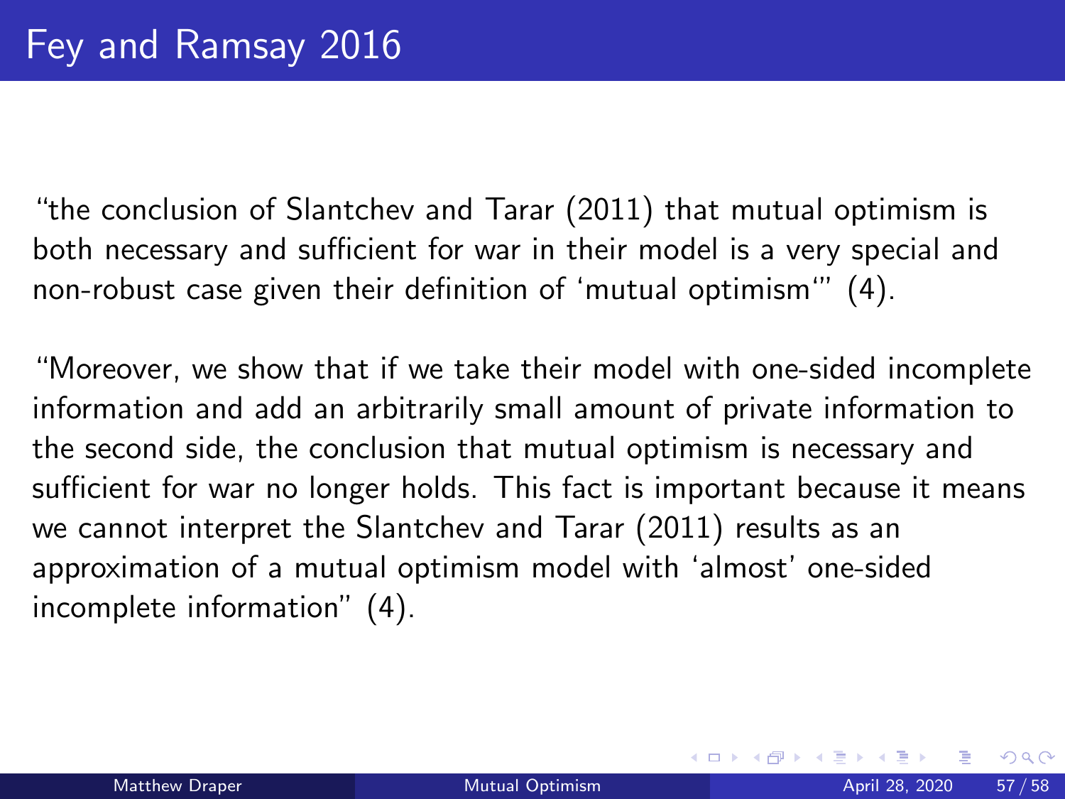# Fey and Ramsay 2016

"the conclusion of Slantchev and Tarar (2011) that mutual optimism is both necessary and sufficient for war in their model is a very special and non-robust case given their definition of 'mutual optimism'" (4).

"Moreover, we show that if we take their model with one-sided incomplete information and add an arbitrarily small amount of private information to the second side, the conclusion that mutual optimism is necessary and sufficient for war no longer holds. This fact is important because it means we cannot interpret the Slantchev and Tarar (2011) results as an approximation of a mutual optimism model with 'almost' one-sided incomplete information" (4).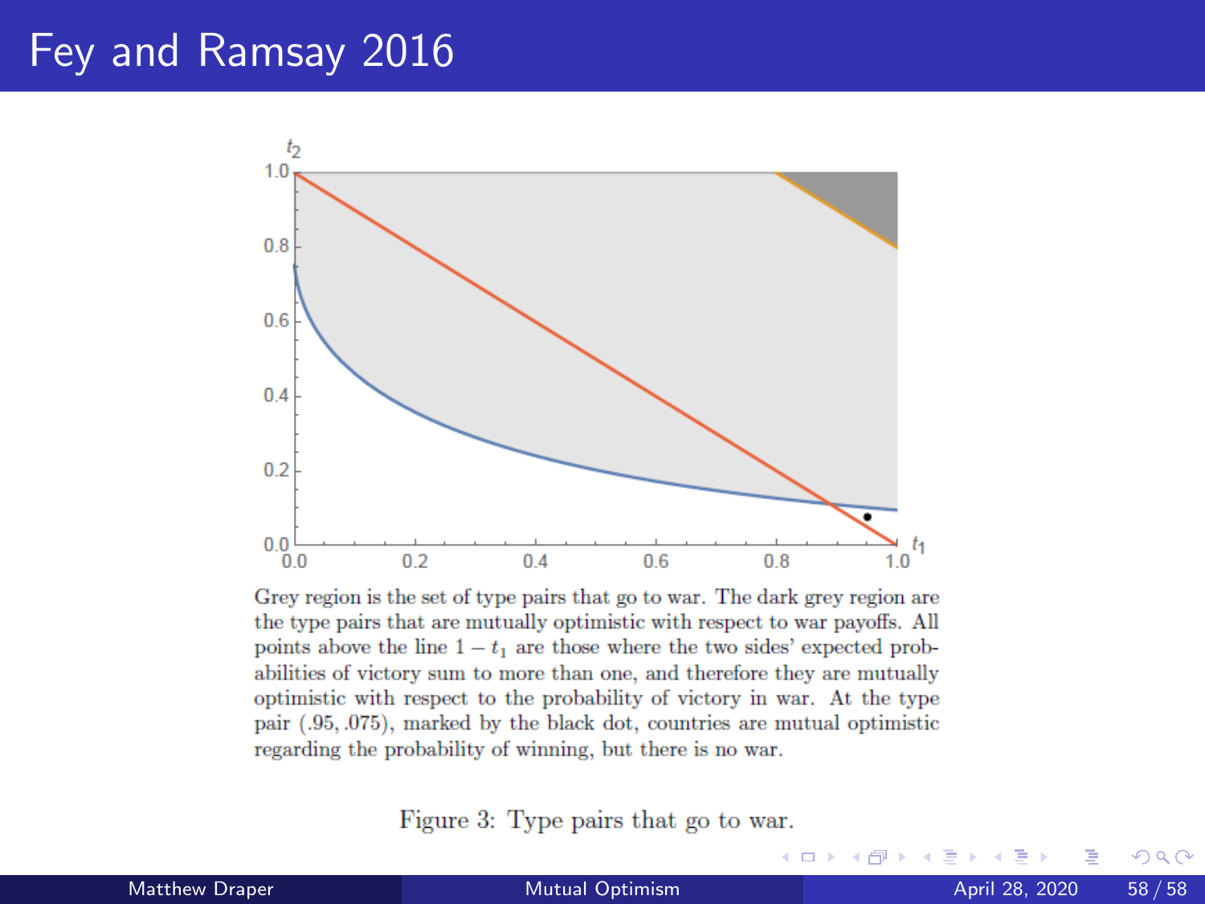# Fey and Ramsay 2016

$t_2$

1.0

0.8

0.6

0.4

0.2

0.0

0.0 0.2 0.4 0.6 0.8 1.0 $t_1$

Grey region is the set of type pairs that go to war. The dark grey region are the type pairs that are mutually optimistic with respect to war payoffs. All points above the line $1 - t_1$ are those where the two sides' expected probabilities of victory sum to more than one, and therefore they are mutually optimistic with respect to the probability of victory in war. At the type pair (.95, .075), marked by the black dot, countries are mutual optimistic regarding the probability of winning, but there is no war.

Figure 3: Type pairs that go to war.